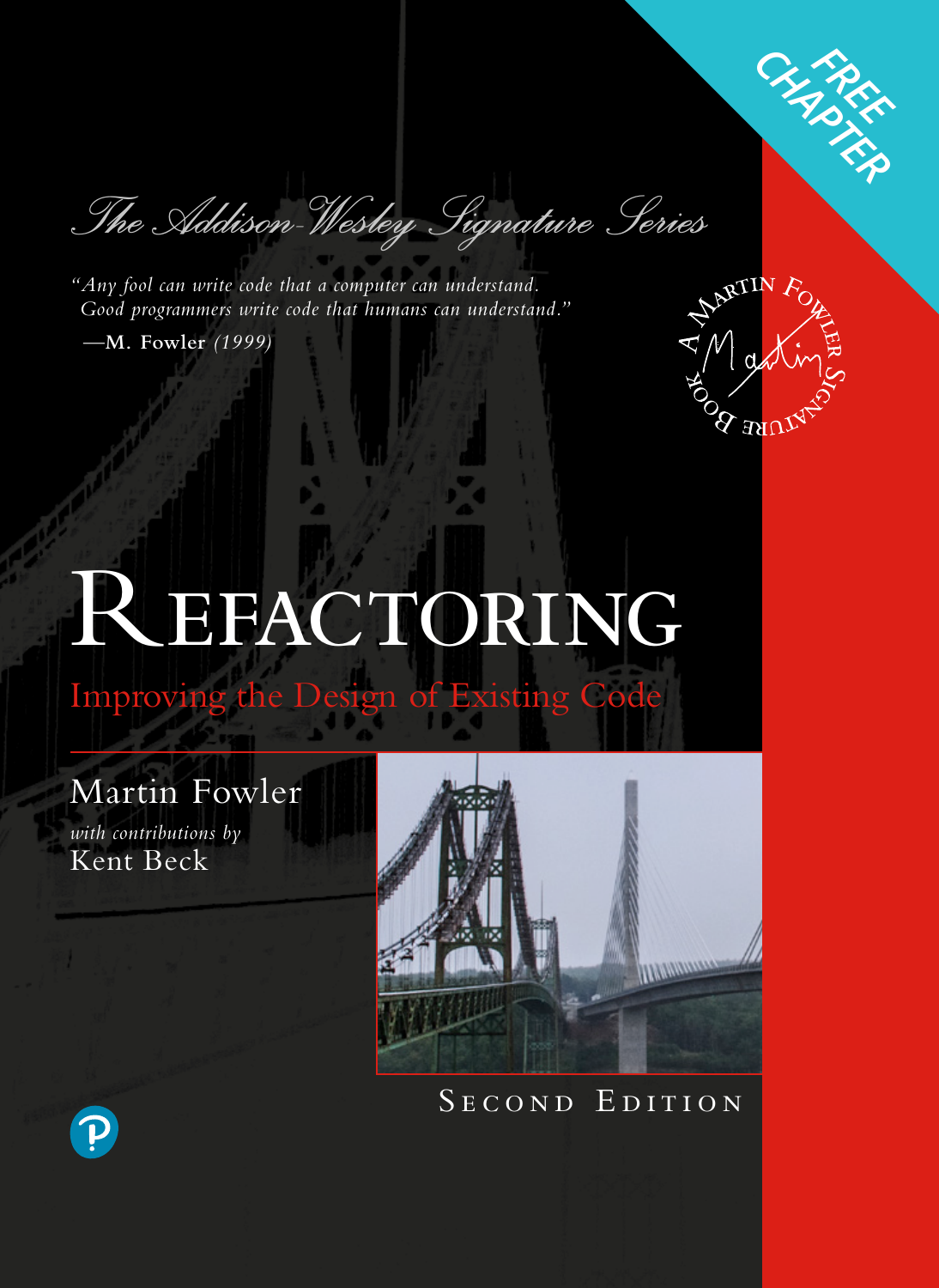FREE CHAPTER

*The Addison-Wesley Signature Series*

*"Any fool can write code that a computer can understand. Good programmers write code that humans can understand."*

—**M. Fowler** *(1999)*

A Martin Fowler Signature Book

# Refactoring

## Improving the Design of Existing Code

Martin Fowler

*with contributions by*

Kent Beck

Second Edition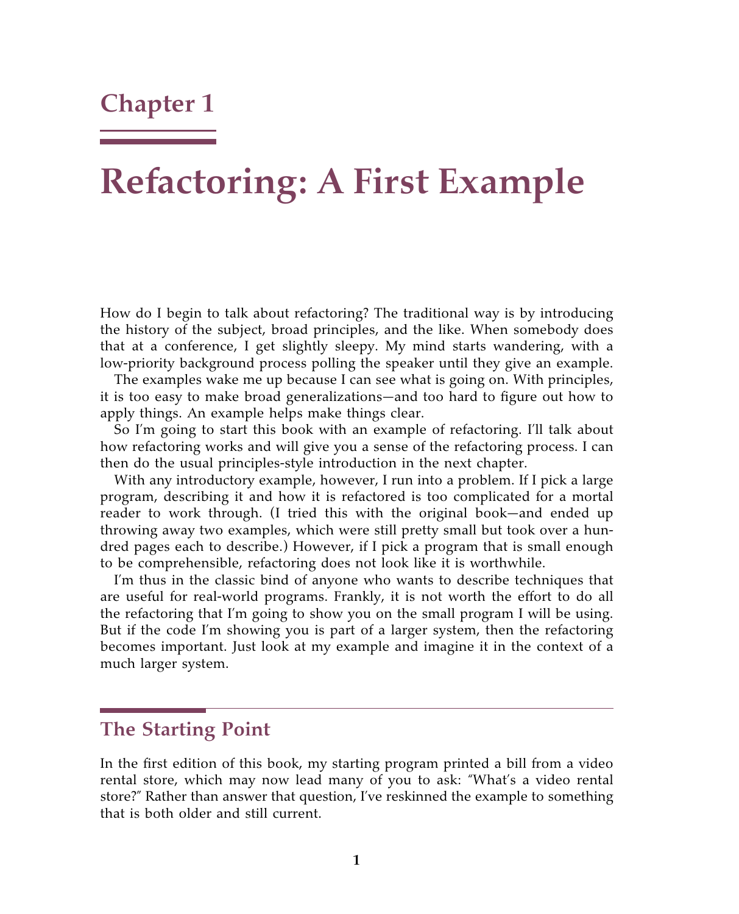# Chapter 1

# Refactoring: A First Example

How do I begin to talk about refactoring? The traditional way is by introducing the history of the subject, broad principles, and the like. When somebody does that at a conference, I get slightly sleepy. My mind starts wandering, with a low-priority background process polling the speaker until they give an example.

The examples wake me up because I can see what is going on. With principles, it is too easy to make broad generalizations—and too hard to figure out how to apply things. An example helps make things clear.

So I'm going to start this book with an example of refactoring. I'll talk about how refactoring works and will give you a sense of the refactoring process. I can then do the usual principles-style introduction in the next chapter.

With any introductory example, however, I run into a problem. If I pick a large program, describing it and how it is refactored is too complicated for a mortal reader to work through. (I tried this with the original book—and ended up throwing away two examples, which were still pretty small but took over a hundred pages each to describe.) However, if I pick a program that is small enough to be comprehensible, refactoring does not look like it is worthwhile.

I'm thus in the classic bind of anyone who wants to describe techniques that are useful for real-world programs. Frankly, it is not worth the effort to do all the refactoring that I'm going to show you on the small program I will be using. But if the code I'm showing you is part of a larger system, then the refactoring becomes important. Just look at my example and imagine it in the context of a much larger system.

## The Starting Point

In the first edition of this book, my starting program printed a bill from a video rental store, which may now lead many of you to ask: "What's a video rental store?" Rather than answer that question, I've reskinned the example to something that is both older and still current.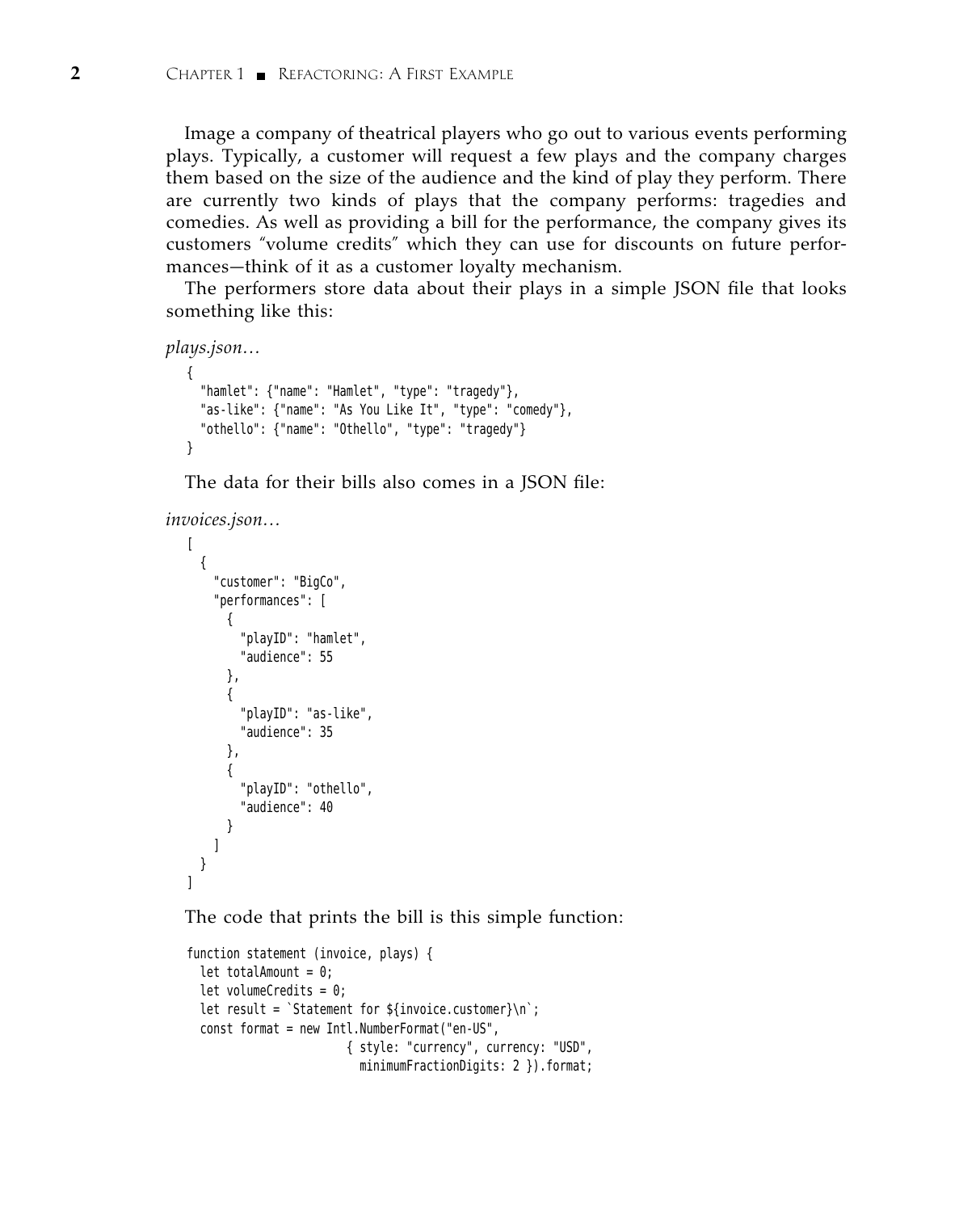Image a company of theatrical players who go out to various events performing plays. Typically, a customer will request a few plays and the company charges them based on the size of the audience and the kind of play they perform. There are currently two kinds of plays that the company performs: tragedies and comedies. As well as providing a bill for the performance, the company gives its customers "volume credits" which they can use for discounts on future performances—think of it as a customer loyalty mechanism.

The performers store data about their plays in a simple JSON file that looks something like this:

*plays.json…*

```
{
  "hamlet": {"name": "Hamlet", "type": "tragedy"},
  "as-like": {"name": "As You Like It", "type": "comedy"},
  "othello": {"name": "Othello", "type": "tragedy"}
}
```

The data for their bills also comes in a JSON file:

*invoices.json…*

```
[
  {
    "customer": "BigCo",
    "performances": [
      {
        "playID": "hamlet",
        "audience": 55
      },
      {
        "playID": "as-like",
        "audience": 35
      },
      {
        "playID": "othello",
        "audience": 40
      }
    ]
  }
]
```

The code that prints the bill is this simple function:

```
function statement (invoice, plays) {
  let totalAmount = 0;
  let volumeCredits = 0;
  let result = `Statement for ${invoice.customer}\n`;
  const format = new Intl.NumberFormat("en-US",
                        { style: "currency", currency: "USD",
                          minimumFractionDigits: 2 }).format;
```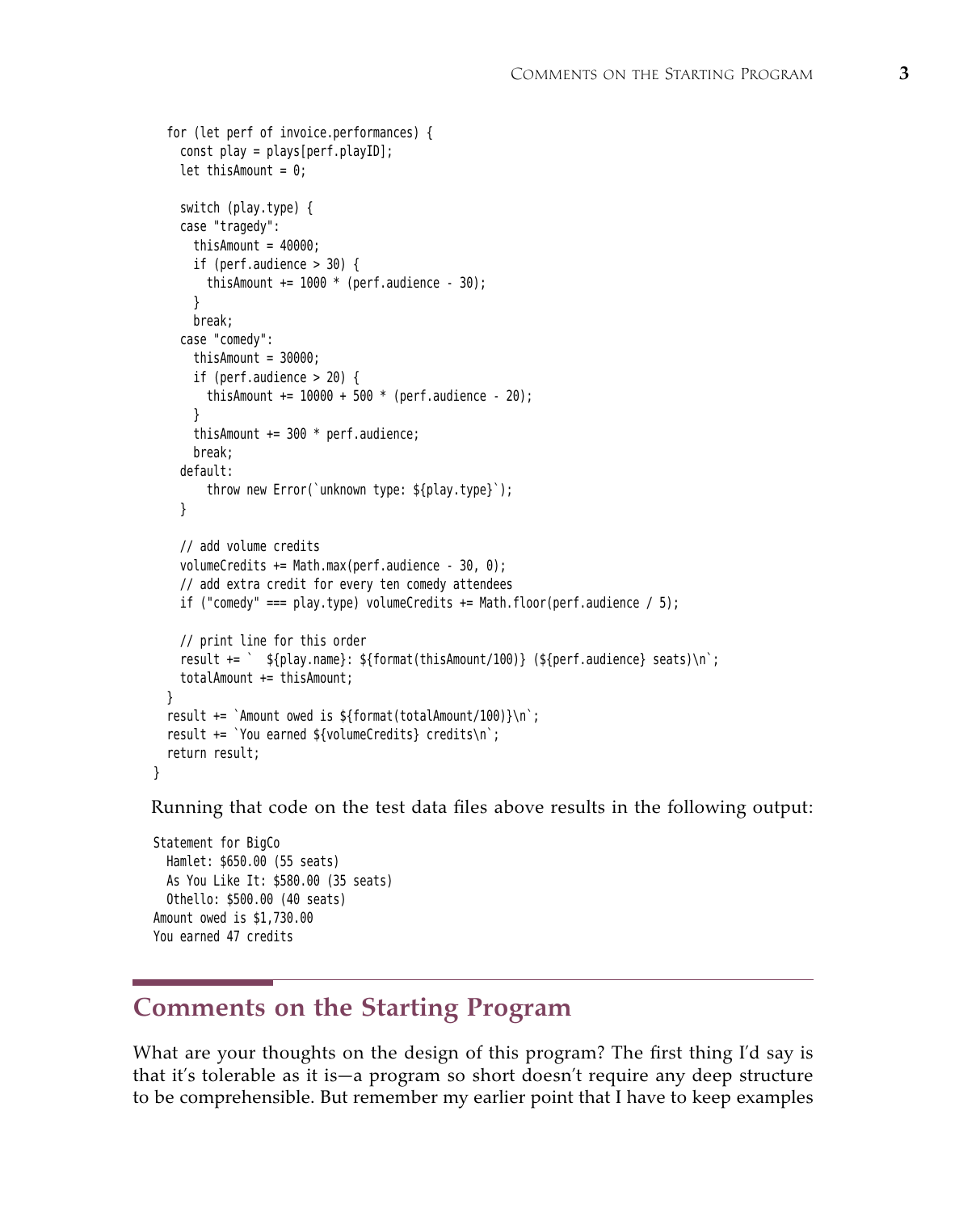```
  for (let perf of invoice.performances) {
    const play = plays[perf.playID];
    let thisAmount = 0;

    switch (play.type) {
    case "tragedy":
      thisAmount = 40000;
      if (perf.audience > 30) {
        thisAmount += 1000 * (perf.audience - 30);
      }
      break;
    case "comedy":
      thisAmount = 30000;
      if (perf.audience > 20) {
        thisAmount += 10000 + 500 * (perf.audience - 20);
      }
      thisAmount += 300 * perf.audience;
      break;
    default:
        throw new Error(`unknown type: ${play.type}`);
    }

    // add volume credits
    volumeCredits += Math.max(perf.audience - 30, 0);
    // add extra credit for every ten comedy attendees
    if ("comedy" === play.type) volumeCredits += Math.floor(perf.audience / 5);

    // print line for this order
    result += `  ${play.name}: ${format(thisAmount/100)} (${perf.audience} seats)\n`;
    totalAmount += thisAmount;
  }
  result += `Amount owed is ${format(totalAmount/100)}\n`;
  result += `You earned ${volumeCredits} credits\n`;
  return result;
}
```

Running that code on the test data files above results in the following output:

```
Statement for BigCo
  Hamlet: $650.00 (55 seats)
  As You Like It: $580.00 (35 seats)
  Othello: $500.00 (40 seats)
Amount owed is $1,730.00
You earned 47 credits
```

## Comments on the Starting Program

What are your thoughts on the design of this program? The first thing I'd say is that it's tolerable as it is—a program so short doesn't require any deep structure to be comprehensible. But remember my earlier point that I have to keep examples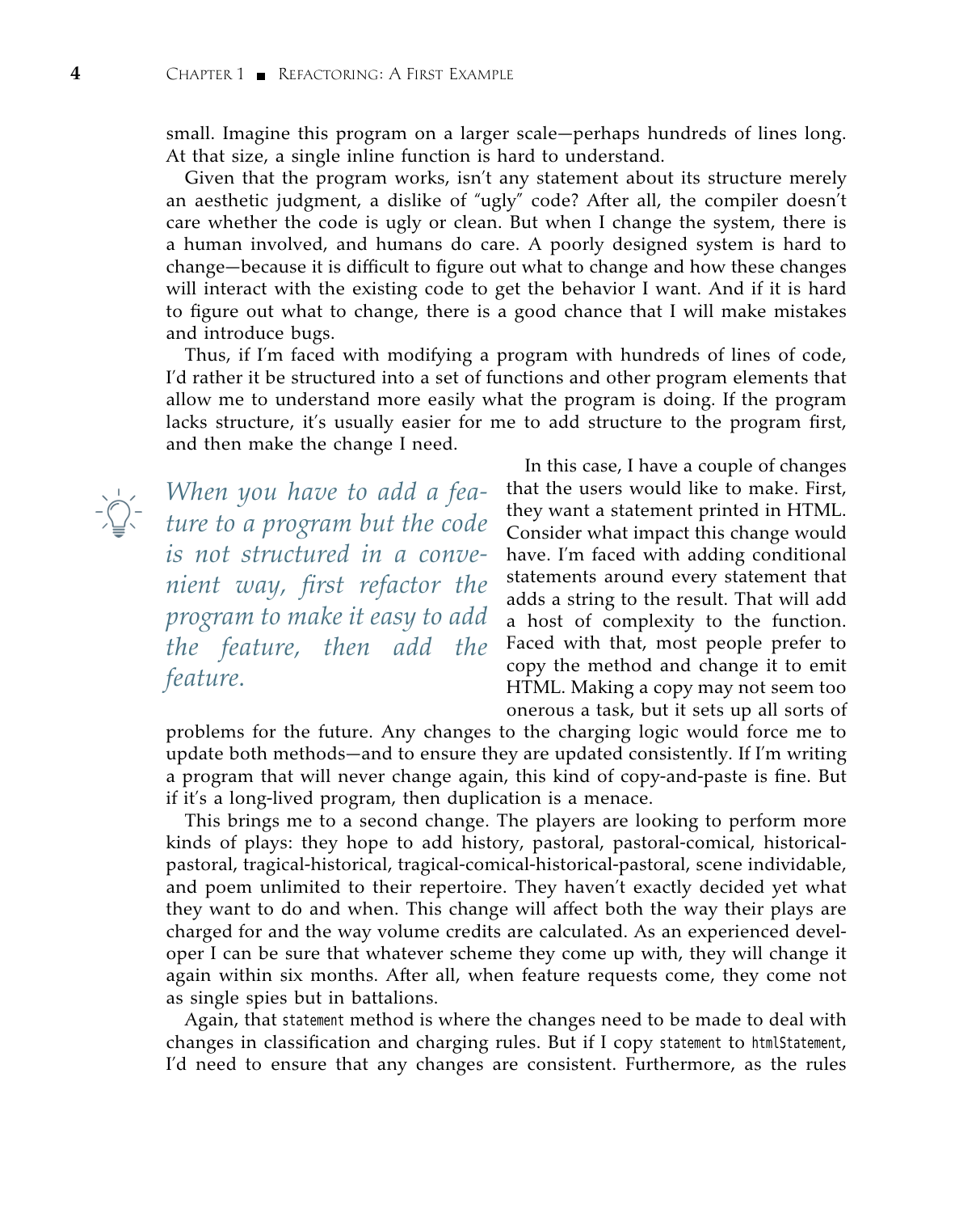small. Imagine this program on a larger scale—perhaps hundreds of lines long. At that size, a single inline function is hard to understand.

Given that the program works, isn't any statement about its structure merely an aesthetic judgment, a dislike of "ugly" code? After all, the compiler doesn't care whether the code is ugly or clean. But when I change the system, there is a human involved, and humans do care. A poorly designed system is hard to change—because it is difficult to figure out what to change and how these changes will interact with the existing code to get the behavior I want. And if it is hard to figure out what to change, there is a good chance that I will make mistakes and introduce bugs.

Thus, if I'm faced with modifying a program with hundreds of lines of code, I'd rather it be structured into a set of functions and other program elements that allow me to understand more easily what the program is doing. If the program lacks structure, it's usually easier for me to add structure to the program first, and then make the change I need.

*When you have to add a feature to a program but the code is not structured in a convenient way, first refactor the program to make it easy to add the feature, then add the feature.*

In this case, I have a couple of changes that the users would like to make. First, they want a statement printed in HTML. Consider what impact this change would have. I'm faced with adding conditional statements around every statement that adds a string to the result. That will add a host of complexity to the function. Faced with that, most people prefer to copy the method and change it to emit HTML. Making a copy may not seem too onerous a task, but it sets up all sorts of problems for the future. Any changes to the charging logic would force me to update both methods—and to ensure they are updated consistently. If I'm writing a program that will never change again, this kind of copy-and-paste is fine. But if it's a long-lived program, then duplication is a menace.

This brings me to a second change. The players are looking to perform more kinds of plays: they hope to add history, pastoral, pastoral-comical, historical-pastoral, tragical-historical, tragical-comical-historical-pastoral, scene individable, and poem unlimited to their repertoire. They haven't exactly decided yet what they want to do and when. This change will affect both the way their plays are charged for and the way volume credits are calculated. As an experienced developer I can be sure that whatever scheme they come up with, they will change it again within six months. After all, when feature requests come, they come not as single spies but in battalions.

Again, that `statement` method is where the changes need to be made to deal with changes in classification and charging rules. But if I copy `statement` to `htmlStatement`, I'd need to ensure that any changes are consistent. Furthermore, as the rules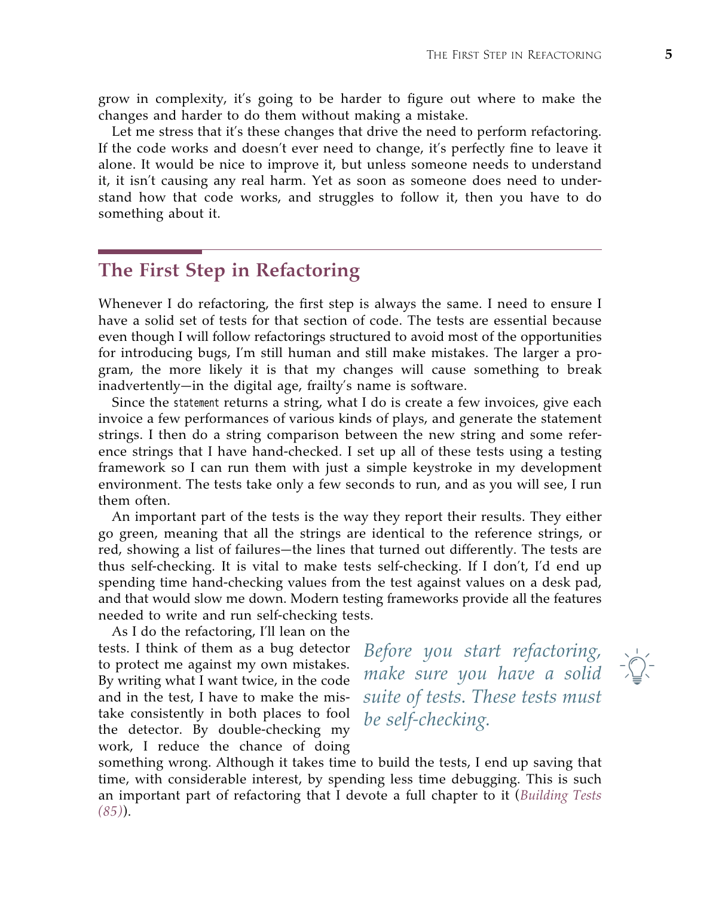grow in complexity, it's going to be harder to figure out where to make the changes and harder to do them without making a mistake.

Let me stress that it's these changes that drive the need to perform refactoring. If the code works and doesn't ever need to change, it's perfectly fine to leave it alone. It would be nice to improve it, but unless someone needs to understand it, it isn't causing any real harm. Yet as soon as someone does need to understand how that code works, and struggles to follow it, then you have to do something about it.

## The First Step in Refactoring

Whenever I do refactoring, the first step is always the same. I need to ensure I have a solid set of tests for that section of code. The tests are essential because even though I will follow refactorings structured to avoid most of the opportunities for introducing bugs, I'm still human and still make mistakes. The larger a program, the more likely it is that my changes will cause something to break inadvertently—in the digital age, frailty's name is software.

Since the `statement` returns a string, what I do is create a few invoices, give each invoice a few performances of various kinds of plays, and generate the statement strings. I then do a string comparison between the new string and some reference strings that I have hand-checked. I set up all of these tests using a testing framework so I can run them with just a simple keystroke in my development environment. The tests take only a few seconds to run, and as you will see, I run them often.

An important part of the tests is the way they report their results. They either go green, meaning that all the strings are identical to the reference strings, or red, showing a list of failures—the lines that turned out differently. The tests are thus self-checking. It is vital to make tests self-checking. If I don't, I'd end up spending time hand-checking values from the test against values on a desk pad, and that would slow me down. Modern testing frameworks provide all the features needed to write and run self-checking tests.

*Before you start refactoring, make sure you have a solid suite of tests. These tests must be self-checking.*

As I do the refactoring, I'll lean on the tests. I think of them as a bug detector to protect me against my own mistakes. By writing what I want twice, in the code and in the test, I have to make the mistake consistently in both places to fool the detector. By double-checking my work, I reduce the chance of doing something wrong. Although it takes time to build the tests, I end up saving that time, with considerable interest, by spending less time debugging. This is such an important part of refactoring that I devote a full chapter to it (*Building Tests (85)*).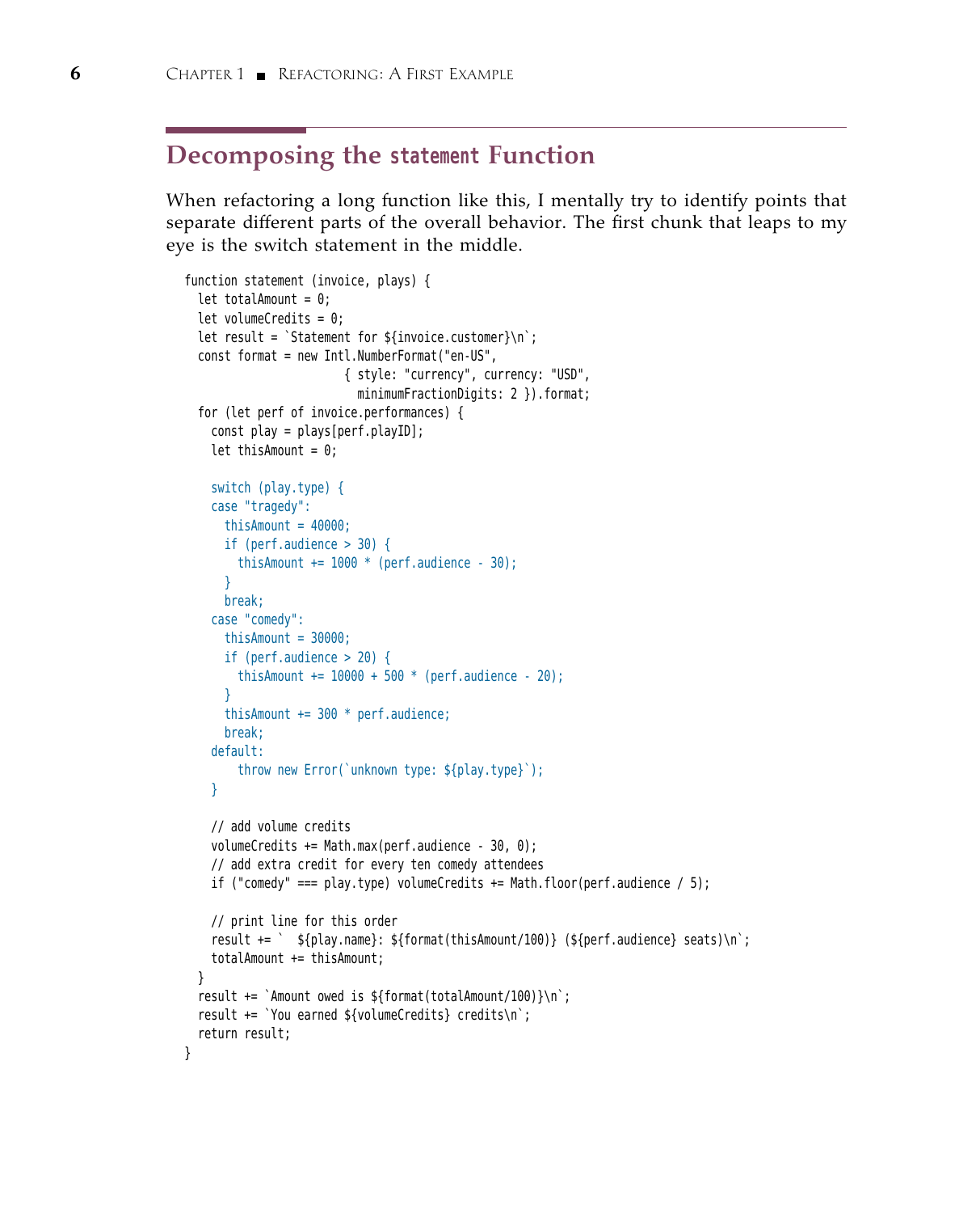## Decomposing the `statement` Function

When refactoring a long function like this, I mentally try to identify points that separate different parts of the overall behavior. The first chunk that leaps to my eye is the switch statement in the middle.

```
function statement (invoice, plays) {
  let totalAmount = 0;
  let volumeCredits = 0;
  let result = `Statement for ${invoice.customer}\n`;
  const format = new Intl.NumberFormat("en-US",
                        { style: "currency", currency: "USD",
                          minimumFractionDigits: 2 }).format;
  for (let perf of invoice.performances) {
    const play = plays[perf.playID];
    let thisAmount = 0;

    switch (play.type) {
    case "tragedy":
      thisAmount = 40000;
      if (perf.audience > 30) {
        thisAmount += 1000 * (perf.audience - 30);
      }
      break;
    case "comedy":
      thisAmount = 30000;
      if (perf.audience > 20) {
        thisAmount += 10000 + 500 * (perf.audience - 20);
      }
      thisAmount += 300 * perf.audience;
      break;
    default:
        throw new Error(`unknown type: ${play.type}`);
    }

    // add volume credits
    volumeCredits += Math.max(perf.audience - 30, 0);
    // add extra credit for every ten comedy attendees
    if ("comedy" === play.type) volumeCredits += Math.floor(perf.audience / 5);

    // print line for this order
    result += `  ${play.name}: ${format(thisAmount/100)} (${perf.audience} seats)\n`;
    totalAmount += thisAmount;
  }
  result += `Amount owed is ${format(totalAmount/100)}\n`;
  result += `You earned ${volumeCredits} credits\n`;
  return result;
}
```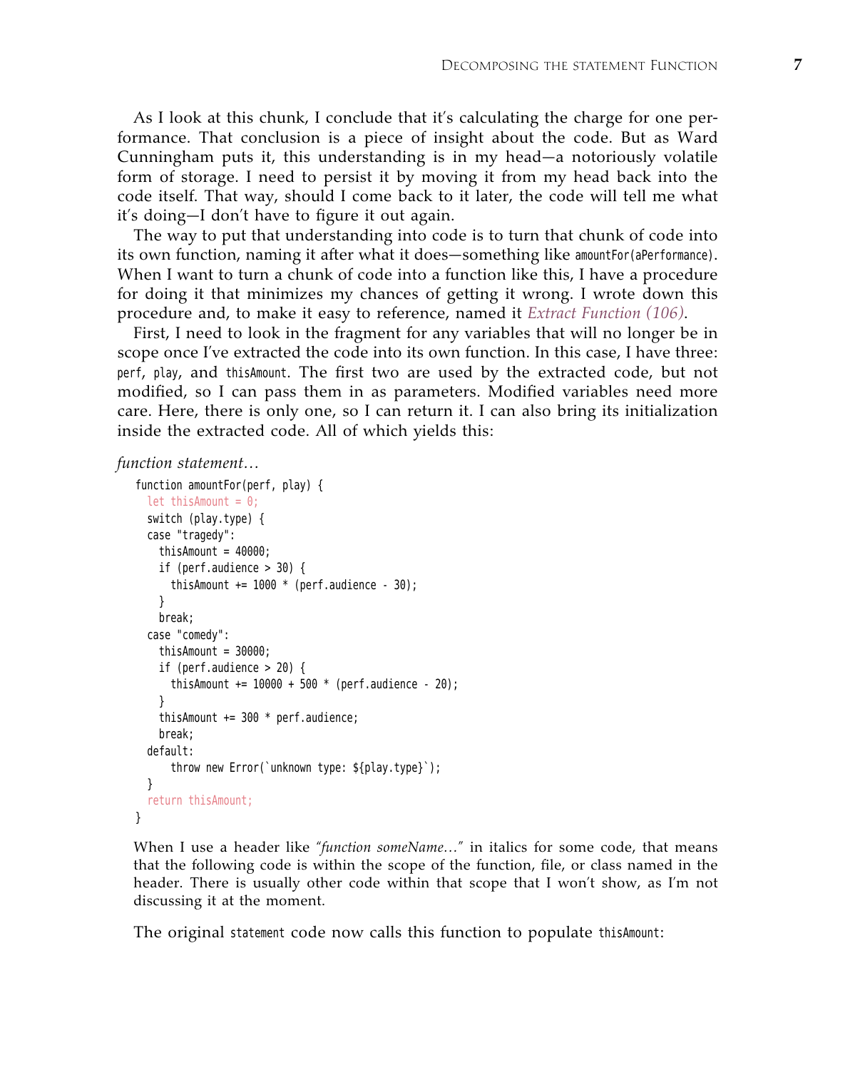As I look at this chunk, I conclude that it's calculating the charge for one performance. That conclusion is a piece of insight about the code. But as Ward Cunningham puts it, this understanding is in my head—a notoriously volatile form of storage. I need to persist it by moving it from my head back into the code itself. That way, should I come back to it later, the code will tell me what it's doing—I don't have to figure it out again.

The way to put that understanding into code is to turn that chunk of code into its own function, naming it after what it does—something like `amountFor(aPerformance)`. When I want to turn a chunk of code into a function like this, I have a procedure for doing it that minimizes my chances of getting it wrong. I wrote down this procedure and, to make it easy to reference, named it *Extract Function (106)*.

First, I need to look in the fragment for any variables that will no longer be in scope once I've extracted the code into its own function. In this case, I have three: `perf`, `play`, and `thisAmount`. The first two are used by the extracted code, but not modified, so I can pass them in as parameters. Modified variables need more care. Here, there is only one, so I can return it. I can also bring its initialization inside the extracted code. All of which yields this:

*function statement…*

```
function amountFor(perf, play) {
  let thisAmount = 0;
  switch (play.type) {
  case "tragedy":
    thisAmount = 40000;
    if (perf.audience > 30) {
      thisAmount += 1000 * (perf.audience - 30);
    }
    break;
  case "comedy":
    thisAmount = 30000;
    if (perf.audience > 20) {
      thisAmount += 10000 + 500 * (perf.audience - 20);
    }
    thisAmount += 300 * perf.audience;
    break;
  default:
      throw new Error(`unknown type: ${play.type}`);
  }
  return thisAmount;
}
```

When I use a header like *"function someName…"* in italics for some code, that means that the following code is within the scope of the function, file, or class named in the header. There is usually other code within that scope that I won't show, as I'm not discussing it at the moment.

The original `statement` code now calls this function to populate `thisAmount`: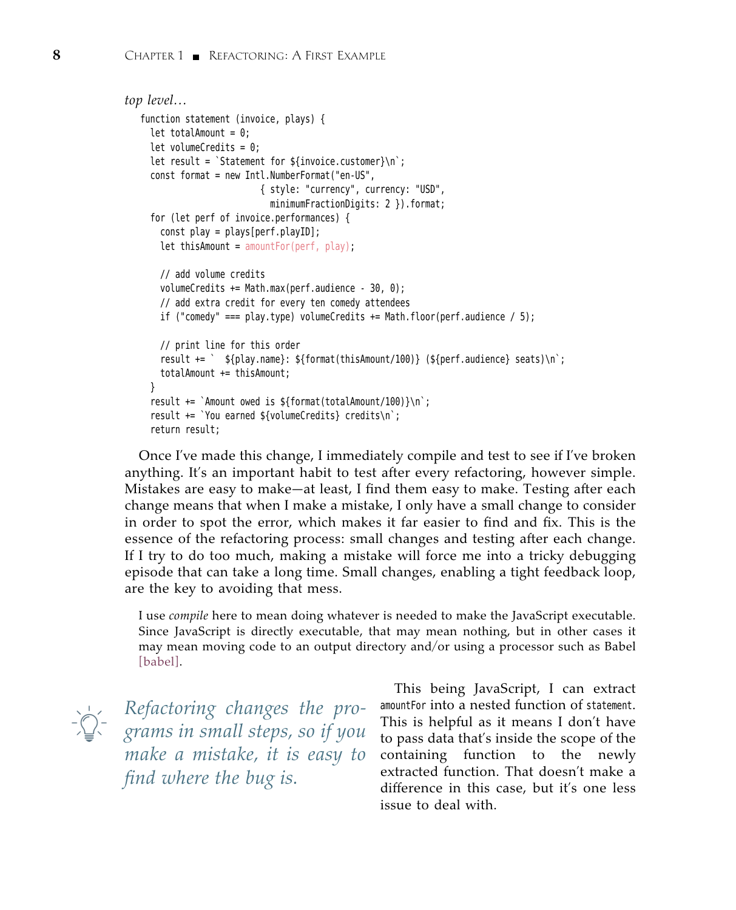*top level…*

```
function statement (invoice, plays) {
  let totalAmount = 0;
  let volumeCredits = 0;
  let result = `Statement for ${invoice.customer}\n`;
  const format = new Intl.NumberFormat("en-US",
                        { style: "currency", currency: "USD",
                          minimumFractionDigits: 2 }).format;
  for (let perf of invoice.performances) {
    const play = plays[perf.playID];
    let thisAmount = amountFor(perf, play);

    // add volume credits
    volumeCredits += Math.max(perf.audience - 30, 0);
    // add extra credit for every ten comedy attendees
    if ("comedy" === play.type) volumeCredits += Math.floor(perf.audience / 5);

    // print line for this order
    result += `  ${play.name}: ${format(thisAmount/100)} (${perf.audience} seats)\n`;
    totalAmount += thisAmount;
  }
  result += `Amount owed is ${format(totalAmount/100)}\n`;
  result += `You earned ${volumeCredits} credits\n`;
  return result;
```

Once I've made this change, I immediately compile and test to see if I've broken anything. It's an important habit to test after every refactoring, however simple. Mistakes are easy to make—at least, I find them easy to make. Testing after each change means that when I make a mistake, I only have a small change to consider in order to spot the error, which makes it far easier to find and fix. This is the essence of the refactoring process: small changes and testing after each change. If I try to do too much, making a mistake will force me into a tricky debugging episode that can take a long time. Small changes, enabling a tight feedback loop, are the key to avoiding that mess.

> I use *compile* here to mean doing whatever is needed to make the JavaScript executable. Since JavaScript is directly executable, that may mean nothing, but in other cases it may mean moving code to an output directory and/or using a processor such as Babel [babel].

*Refactoring changes the programs in small steps, so if you make a mistake, it is easy to find where the bug is.*

This being JavaScript, I can extract `amountFor` into a nested function of `statement`. This is helpful as it means I don't have to pass data that's inside the scope of the containing function to the newly extracted function. That doesn't make a difference in this case, but it's one less issue to deal with.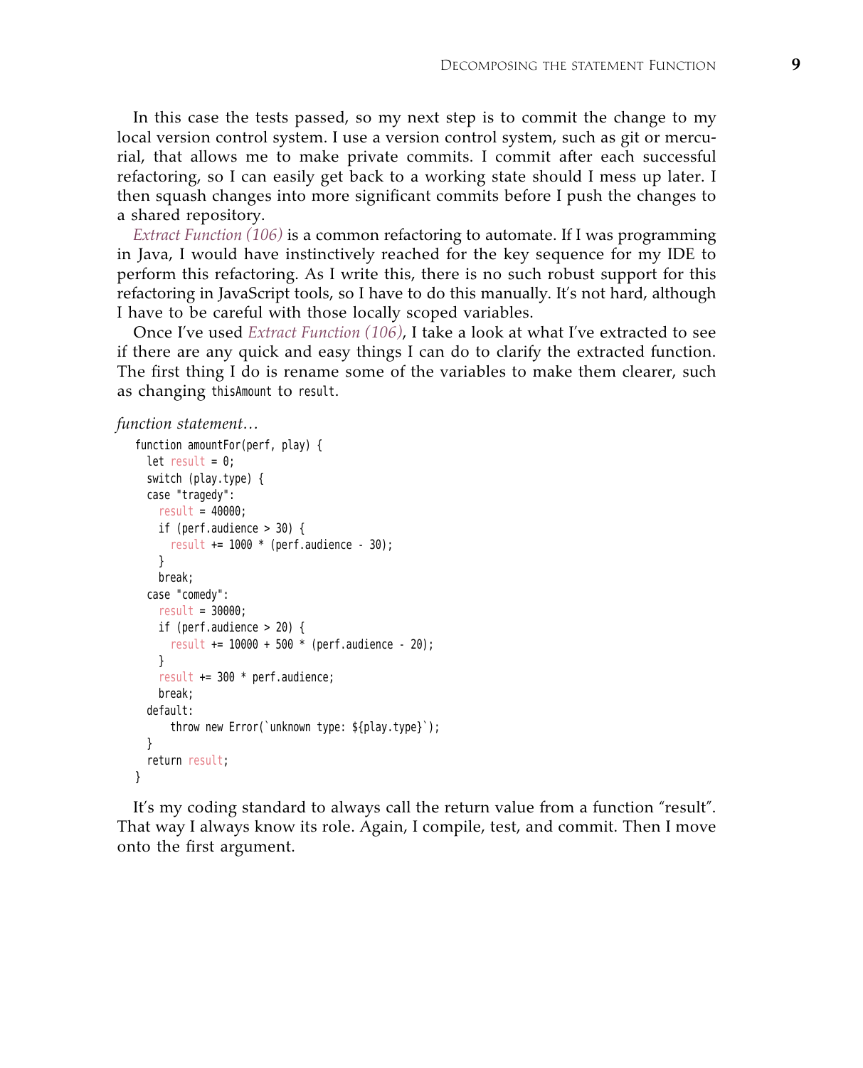In this case the tests passed, so my next step is to commit the change to my local version control system. I use a version control system, such as git or mercurial, that allows me to make private commits. I commit after each successful refactoring, so I can easily get back to a working state should I mess up later. I then squash changes into more significant commits before I push the changes to a shared repository.

*Extract Function (106)* is a common refactoring to automate. If I was programming in Java, I would have instinctively reached for the key sequence for my IDE to perform this refactoring. As I write this, there is no such robust support for this refactoring in JavaScript tools, so I have to do this manually. It's not hard, although I have to be careful with those locally scoped variables.

Once I've used *Extract Function (106)*, I take a look at what I've extracted to see if there are any quick and easy things I can do to clarify the extracted function. The first thing I do is rename some of the variables to make them clearer, such as changing `thisAmount` to `result`.

*function statement…*

```
function amountFor(perf, play) {
  let result = 0;
  switch (play.type) {
  case "tragedy":
    result = 40000;
    if (perf.audience > 30) {
      result += 1000 * (perf.audience - 30);
    }
    break;
  case "comedy":
    result = 30000;
    if (perf.audience > 20) {
      result += 10000 + 500 * (perf.audience - 20);
    }
    result += 300 * perf.audience;
    break;
  default:
      throw new Error(`unknown type: ${play.type}`);
  }
  return result;
}
```

It's my coding standard to always call the return value from a function "result". That way I always know its role. Again, I compile, test, and commit. Then I move onto the first argument.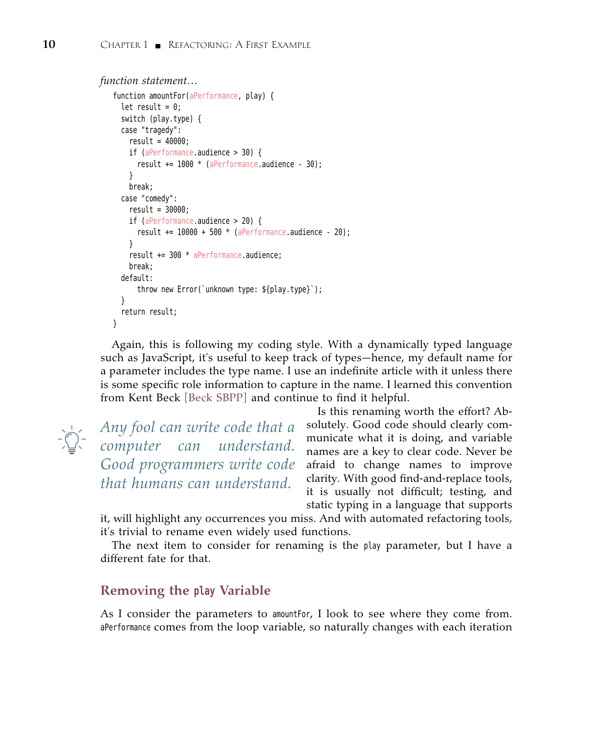*function statement…*

```
function amountFor(aPerformance, play) {
  let result = 0;
  switch (play.type) {
  case "tragedy":
    result = 40000;
    if (aPerformance.audience > 30) {
      result += 1000 * (aPerformance.audience - 30);
    }
    break;
  case "comedy":
    result = 30000;
    if (aPerformance.audience > 20) {
      result += 10000 + 500 * (aPerformance.audience - 20);
    }
    result += 300 * aPerformance.audience;
    break;
  default:
      throw new Error(`unknown type: ${play.type}`);
  }
  return result;
}
```

Again, this is following my coding style. With a dynamically typed language such as JavaScript, it's useful to keep track of types—hence, my default name for a parameter includes the type name. I use an indefinite article with it unless there is some specific role information to capture in the name. I learned this convention from Kent Beck [Beck SBPP] and continue to find it helpful.

*Any fool can write code that a computer can understand. Good programmers write code that humans can understand.*

Is this renaming worth the effort? Absolutely. Good code should clearly communicate what it is doing, and variable names are a key to clear code. Never be afraid to change names to improve clarity. With good find-and-replace tools, it is usually not difficult; testing, and static typing in a language that supports it, will highlight any occurrences you miss. And with automated refactoring tools, it's trivial to rename even widely used functions.

The next item to consider for renaming is the `play` parameter, but I have a different fate for that.

## Removing the `play` Variable

As I consider the parameters to `amountFor`, I look to see where they come from. `aPerformance` comes from the loop variable, so naturally changes with each iteration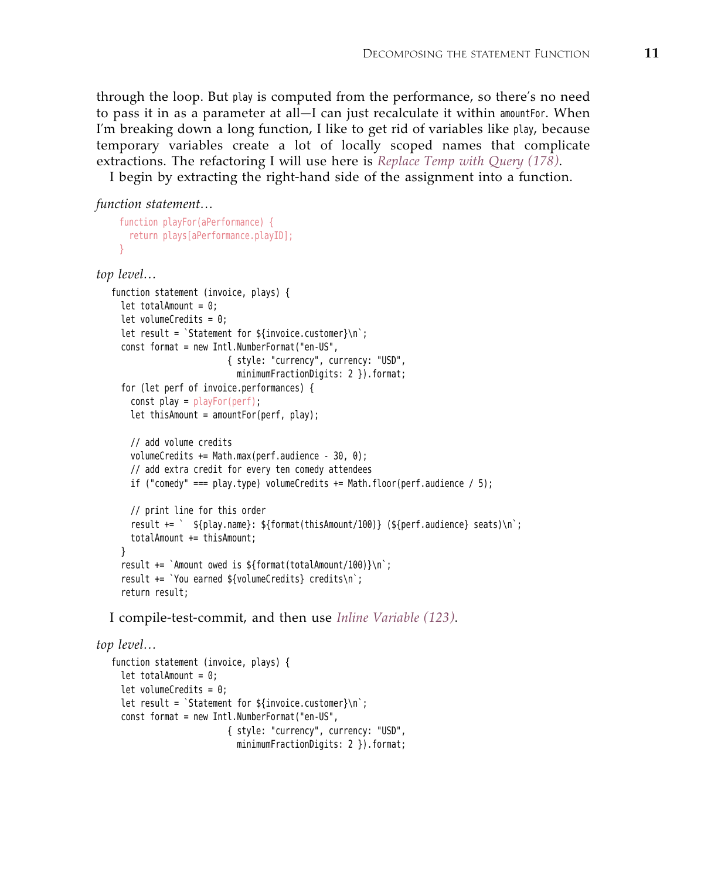through the loop. But `play` is computed from the performance, so there's no need to pass it in as a parameter at all—I can just recalculate it within `amountFor`. When I'm breaking down a long function, I like to get rid of variables like `play`, because temporary variables create a lot of locally scoped names that complicate extractions. The refactoring I will use here is *Replace Temp with Query (178)*.

I begin by extracting the right-hand side of the assignment into a function.

*function statement…*

```
function playFor(aPerformance) {
  return plays[aPerformance.playID];
}
```

*top level…*

```
function statement (invoice, plays) {
  let totalAmount = 0;
  let volumeCredits = 0;
  let result = `Statement for ${invoice.customer}\n`;
  const format = new Intl.NumberFormat("en-US",
                        { style: "currency", currency: "USD",
                          minimumFractionDigits: 2 }).format;
  for (let perf of invoice.performances) {
    const play = playFor(perf);
    let thisAmount = amountFor(perf, play);

    // add volume credits
    volumeCredits += Math.max(perf.audience - 30, 0);
    // add extra credit for every ten comedy attendees
    if ("comedy" === play.type) volumeCredits += Math.floor(perf.audience / 5);

    // print line for this order
    result += `  ${play.name}: ${format(thisAmount/100)} (${perf.audience} seats)\n`;
    totalAmount += thisAmount;
  }
  result += `Amount owed is ${format(totalAmount/100)}\n`;
  result += `You earned ${volumeCredits} credits\n`;
  return result;
```

I compile-test-commit, and then use *Inline Variable (123)*.

*top level…*

```
function statement (invoice, plays) {
  let totalAmount = 0;
  let volumeCredits = 0;
  let result = `Statement for ${invoice.customer}\n`;
  const format = new Intl.NumberFormat("en-US",
                        { style: "currency", currency: "USD",
                          minimumFractionDigits: 2 }).format;
```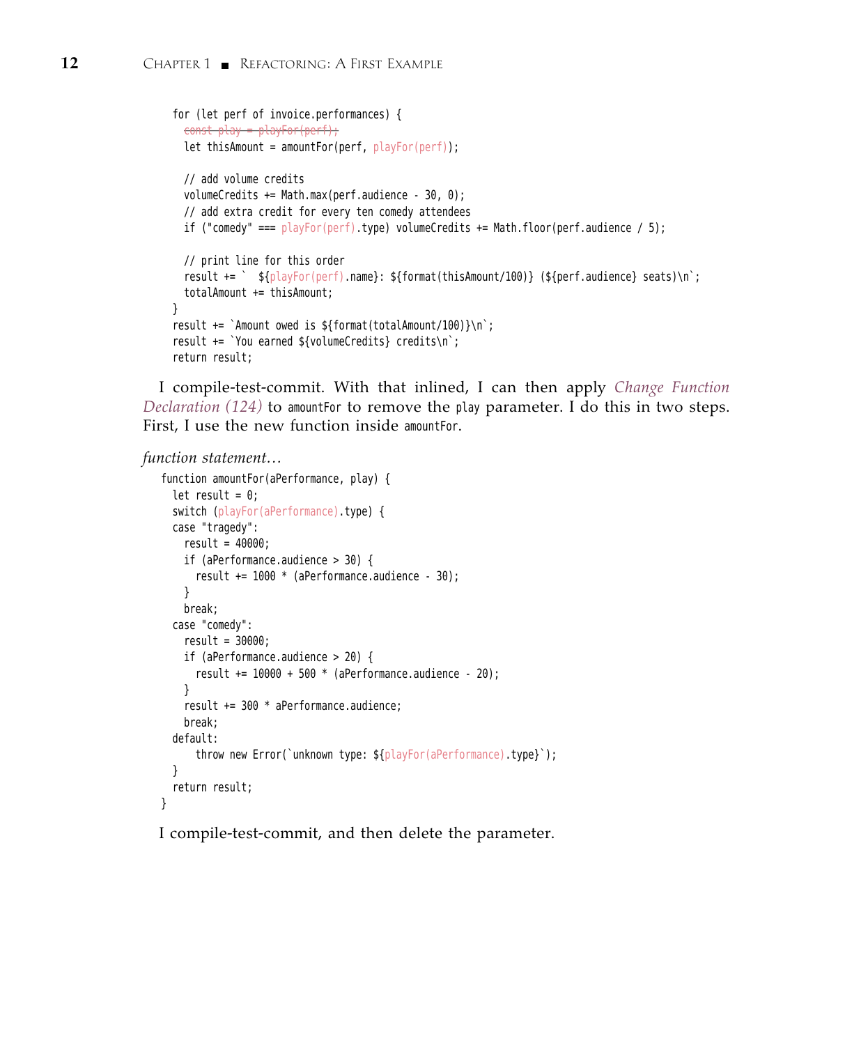```
for (let perf of invoice.performances) {
  const play = playFor(perf);
  let thisAmount = amountFor(perf, playFor(perf));

  // add volume credits
  volumeCredits += Math.max(perf.audience - 30, 0);
  // add extra credit for every ten comedy attendees
  if ("comedy" === playFor(perf).type) volumeCredits += Math.floor(perf.audience / 5);

  // print line for this order
  result += `  ${playFor(perf).name}: ${format(thisAmount/100)} (${perf.audience} seats)\n`;
  totalAmount += thisAmount;
}
result += `Amount owed is ${format(totalAmount/100)}\n`;
result += `You earned ${volumeCredits} credits\n`;
return result;
```

I compile-test-commit. With that inlined, I can then apply *Change Function Declaration (124)* to `amountFor` to remove the `play` parameter. I do this in two steps. First, I use the new function inside `amountFor`.

*function statement…*

```
function amountFor(aPerformance, play) {
  let result = 0;
  switch (playFor(aPerformance).type) {
  case "tragedy":
    result = 40000;
    if (aPerformance.audience > 30) {
      result += 1000 * (aPerformance.audience - 30);
    }
    break;
  case "comedy":
    result = 30000;
    if (aPerformance.audience > 20) {
      result += 10000 + 500 * (aPerformance.audience - 20);
    }
    result += 300 * aPerformance.audience;
    break;
  default:
      throw new Error(`unknown type: ${playFor(aPerformance).type}`);
  }
  return result;
}
```

I compile-test-commit, and then delete the parameter.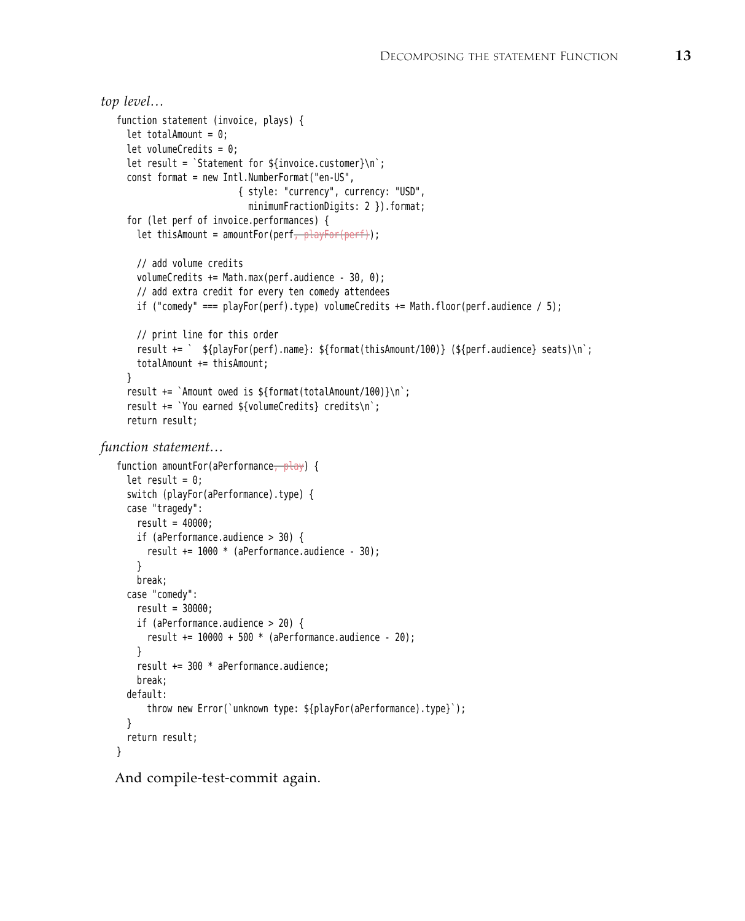*top level…*

```
function statement (invoice, plays) {
  let totalAmount = 0;
  let volumeCredits = 0;
  let result = `Statement for ${invoice.customer}\n`;
  const format = new Intl.NumberFormat("en-US",
                        { style: "currency", currency: "USD",
                          minimumFractionDigits: 2 }).format;
  for (let perf of invoice.performances) {
    let thisAmount = amountFor(perf, playFor(perf));

    // add volume credits
    volumeCredits += Math.max(perf.audience - 30, 0);
    // add extra credit for every ten comedy attendees
    if ("comedy" === playFor(perf).type) volumeCredits += Math.floor(perf.audience / 5);

    // print line for this order
    result += `  ${playFor(perf).name}: ${format(thisAmount/100)} (${perf.audience} seats)\n`;
    totalAmount += thisAmount;
  }
  result += `Amount owed is ${format(totalAmount/100)}\n`;
  result += `You earned ${volumeCredits} credits\n`;
  return result;
```

*function statement…*

```
function amountFor(aPerformance, play) {
  let result = 0;
  switch (playFor(aPerformance).type) {
  case "tragedy":
    result = 40000;
    if (aPerformance.audience > 30) {
      result += 1000 * (aPerformance.audience - 30);
    }
    break;
  case "comedy":
    result = 30000;
    if (aPerformance.audience > 20) {
      result += 10000 + 500 * (aPerformance.audience - 20);
    }
    result += 300 * aPerformance.audience;
    break;
  default:
      throw new Error(`unknown type: ${playFor(aPerformance).type}`);
  }
  return result;
}
```

And compile-test-commit again.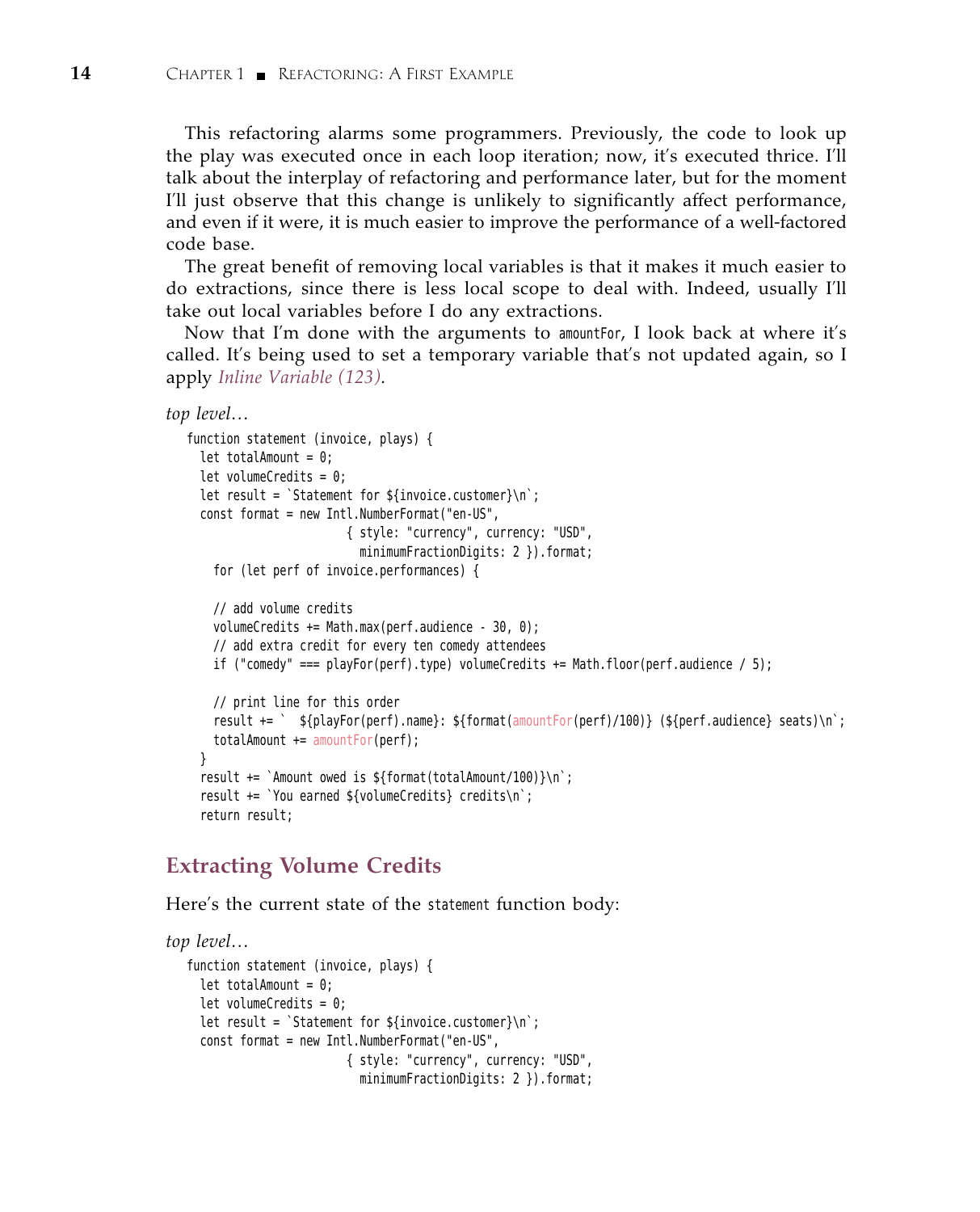This refactoring alarms some programmers. Previously, the code to look up the play was executed once in each loop iteration; now, it's executed thrice. I'll talk about the interplay of refactoring and performance later, but for the moment I'll just observe that this change is unlikely to significantly affect performance, and even if it were, it is much easier to improve the performance of a well-factored code base.

The great benefit of removing local variables is that it makes it much easier to do extractions, since there is less local scope to deal with. Indeed, usually I'll take out local variables before I do any extractions.

Now that I'm done with the arguments to `amountFor`, I look back at where it's called. It's being used to set a temporary variable that's not updated again, so I apply *Inline Variable (123)*.

*top level…*

```
function statement (invoice, plays) {
  let totalAmount = 0;
  let volumeCredits = 0;
  let result = `Statement for ${invoice.customer}\n`;
  const format = new Intl.NumberFormat("en-US",
                       { style: "currency", currency: "USD",
                         minimumFractionDigits: 2 }).format;
    for (let perf of invoice.performances) {

    // add volume credits
    volumeCredits += Math.max(perf.audience - 30, 0);
    // add extra credit for every ten comedy attendees
    if ("comedy" === playFor(perf).type) volumeCredits += Math.floor(perf.audience / 5);

    // print line for this order
    result += `  ${playFor(perf).name}: ${format(amountFor(perf)/100)} (${perf.audience} seats)\n`;
    totalAmount += amountFor(perf);
  }
  result += `Amount owed is ${format(totalAmount/100)}\n`;
  result += `You earned ${volumeCredits} credits\n`;
  return result;
```

## Extracting Volume Credits

Here's the current state of the `statement` function body:

*top level…*

```
function statement (invoice, plays) {
  let totalAmount = 0;
  let volumeCredits = 0;
  let result = `Statement for ${invoice.customer}\n`;
  const format = new Intl.NumberFormat("en-US",
                       { style: "currency", currency: "USD",
                         minimumFractionDigits: 2 }).format;
```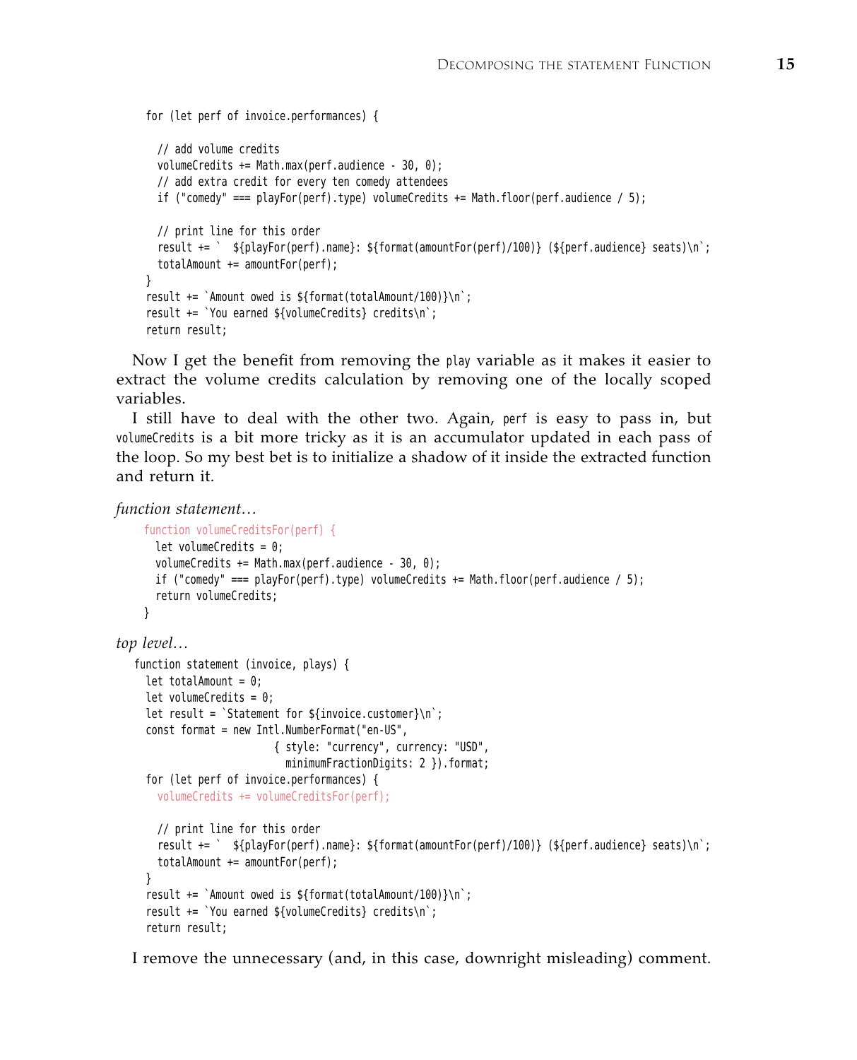```
for (let perf of invoice.performances) {

  // add volume credits
  volumeCredits += Math.max(perf.audience - 30, 0);
  // add extra credit for every ten comedy attendees
  if ("comedy" === playFor(perf).type) volumeCredits += Math.floor(perf.audience / 5);

  // print line for this order
  result += `  ${playFor(perf).name}: ${format(amountFor(perf)/100)} (${perf.audience} seats)\n`;
  totalAmount += amountFor(perf);
}
result += `Amount owed is ${format(totalAmount/100)}\n`;
result += `You earned ${volumeCredits} credits\n`;
return result;
```

Now I get the benefit from removing the `play` variable as it makes it easier to extract the volume credits calculation by removing one of the locally scoped variables.

I still have to deal with the other two. Again, `perf` is easy to pass in, but `volumeCredits` is a bit more tricky as it is an accumulator updated in each pass of the loop. So my best bet is to initialize a shadow of it inside the extracted function and return it.

*function statement…*

```
function volumeCreditsFor(perf) {
  let volumeCredits = 0;
  volumeCredits += Math.max(perf.audience - 30, 0);
  if ("comedy" === playFor(perf).type) volumeCredits += Math.floor(perf.audience / 5);
  return volumeCredits;
}
```

*top level…*

```
function statement (invoice, plays) {
  let totalAmount = 0;
  let volumeCredits = 0;
  let result = `Statement for ${invoice.customer}\n`;
  const format = new Intl.NumberFormat("en-US",
                        { style: "currency", currency: "USD",
                          minimumFractionDigits: 2 }).format;
  for (let perf of invoice.performances) {
    volumeCredits += volumeCreditsFor(perf);

    // print line for this order
    result += `  ${playFor(perf).name}: ${format(amountFor(perf)/100)} (${perf.audience} seats)\n`;
    totalAmount += amountFor(perf);
  }
  result += `Amount owed is ${format(totalAmount/100)}\n`;
  result += `You earned ${volumeCredits} credits\n`;
  return result;
```

I remove the unnecessary (and, in this case, downright misleading) comment.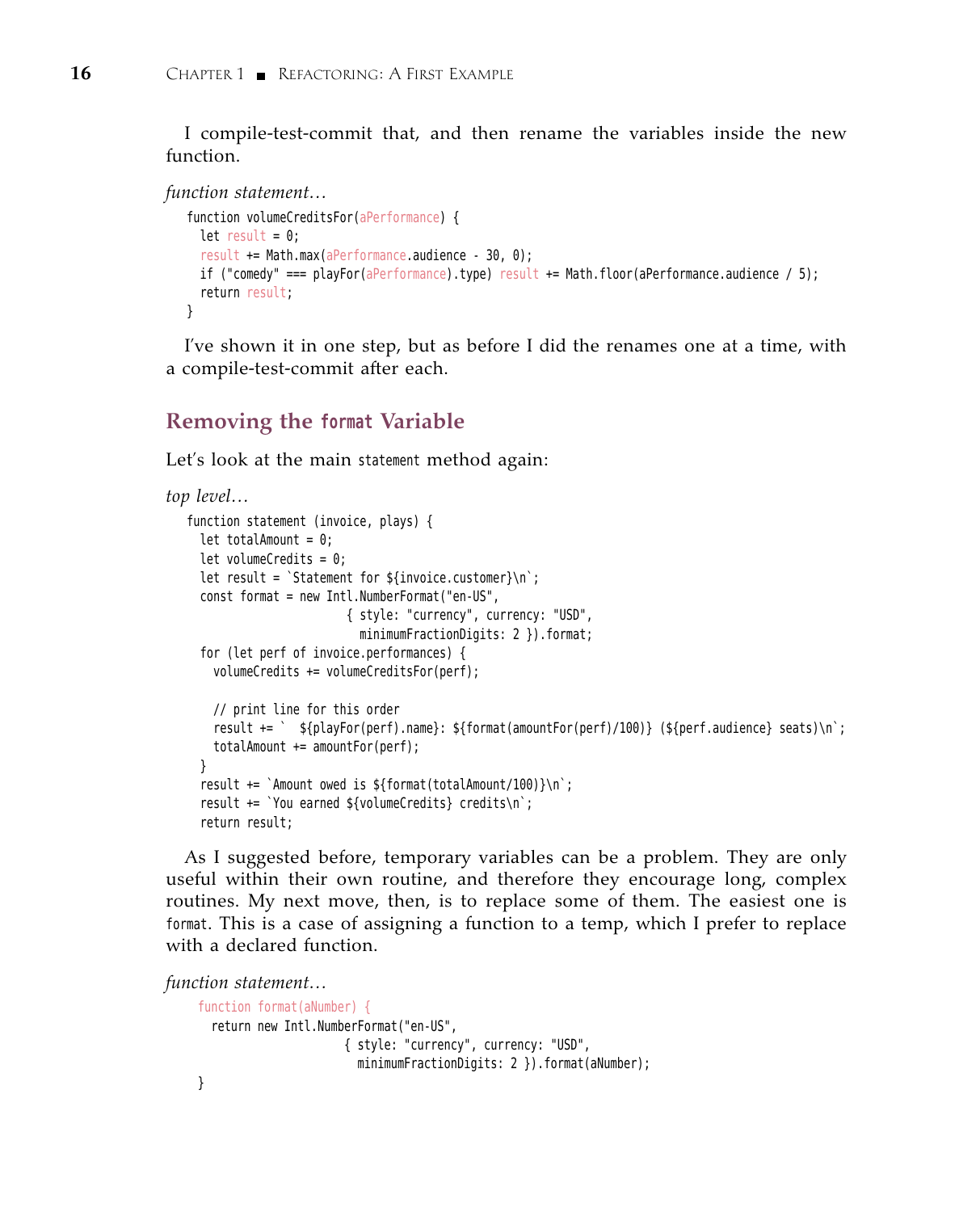I compile-test-commit that, and then rename the variables inside the new function.

*function statement…*

```
function volumeCreditsFor(aPerformance) {
  let result = 0;
  result += Math.max(aPerformance.audience - 30, 0);
  if ("comedy" === playFor(aPerformance).type) result += Math.floor(aPerformance.audience / 5);
  return result;
}
```

I've shown it in one step, but as before I did the renames one at a time, with a compile-test-commit after each.

## Removing the `format` Variable

Let's look at the main `statement` method again:

*top level…*

```
function statement (invoice, plays) {
  let totalAmount = 0;
  let volumeCredits = 0;
  let result = `Statement for ${invoice.customer}\n`;
  const format = new Intl.NumberFormat("en-US",
                      { style: "currency", currency: "USD",
                        minimumFractionDigits: 2 }).format;
  for (let perf of invoice.performances) {
    volumeCredits += volumeCreditsFor(perf);

    // print line for this order
    result += `  ${playFor(perf).name}: ${format(amountFor(perf)/100)} (${perf.audience} seats)\n`;
    totalAmount += amountFor(perf);
  }
  result += `Amount owed is ${format(totalAmount/100)}\n`;
  result += `You earned ${volumeCredits} credits\n`;
  return result;
```

As I suggested before, temporary variables can be a problem. They are only useful within their own routine, and therefore they encourage long, complex routines. My next move, then, is to replace some of them. The easiest one is `format`. This is a case of assigning a function to a temp, which I prefer to replace with a declared function.

*function statement…*

```
  function format(aNumber) {
    return new Intl.NumberFormat("en-US",
                        { style: "currency", currency: "USD",
                          minimumFractionDigits: 2 }).format(aNumber);
  }
```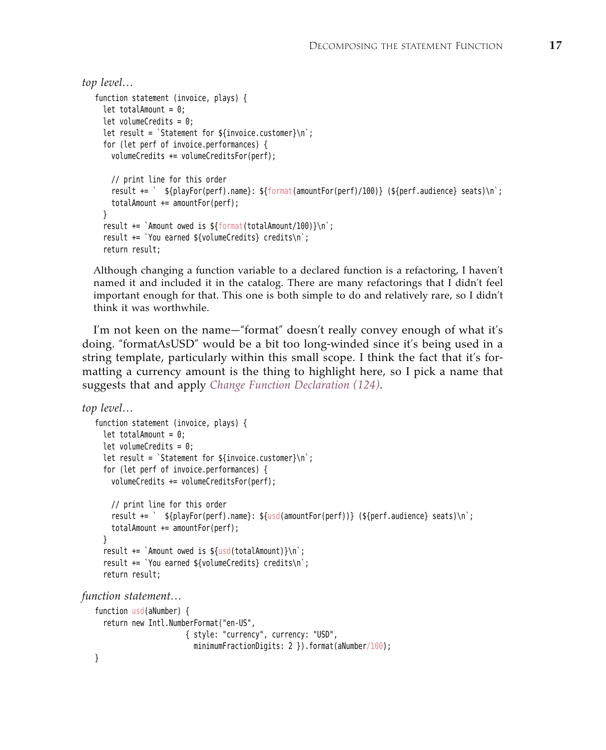*top level…*

```
function statement (invoice, plays) {
  let totalAmount = 0;
  let volumeCredits = 0;
  let result = `Statement for ${invoice.customer}\n`;
  for (let perf of invoice.performances) {
    volumeCredits += volumeCreditsFor(perf);

    // print line for this order
    result += `  ${playFor(perf).name}: ${format(amountFor(perf)/100)} (${perf.audience} seats)\n`;
    totalAmount += amountFor(perf);
  }
  result += `Amount owed is ${format(totalAmount/100)}\n`;
  result += `You earned ${volumeCredits} credits\n`;
  return result;
```

Although changing a function variable to a declared function is a refactoring, I haven't named it and included it in the catalog. There are many refactorings that I didn't feel important enough for that. This one is both simple to do and relatively rare, so I didn't think it was worthwhile.

I'm not keen on the name—"format" doesn't really convey enough of what it's doing. "formatAsUSD" would be a bit too long-winded since it's being used in a string template, particularly within this small scope. I think the fact that it's formatting a currency amount is the thing to highlight here, so I pick a name that suggests that and apply *Change Function Declaration (124)*.

*top level…*

```
function statement (invoice, plays) {
  let totalAmount = 0;
  let volumeCredits = 0;
  let result = `Statement for ${invoice.customer}\n`;
  for (let perf of invoice.performances) {
    volumeCredits += volumeCreditsFor(perf);

    // print line for this order
    result += `  ${playFor(perf).name}: ${usd(amountFor(perf))} (${perf.audience} seats)\n`;
    totalAmount += amountFor(perf);
  }
  result += `Amount owed is ${usd(totalAmount)}\n`;
  result += `You earned ${volumeCredits} credits\n`;
  return result;
```

*function statement…*

```
function usd(aNumber) {
  return new Intl.NumberFormat("en-US",
                      { style: "currency", currency: "USD",
                        minimumFractionDigits: 2 }).format(aNumber/100);
}
```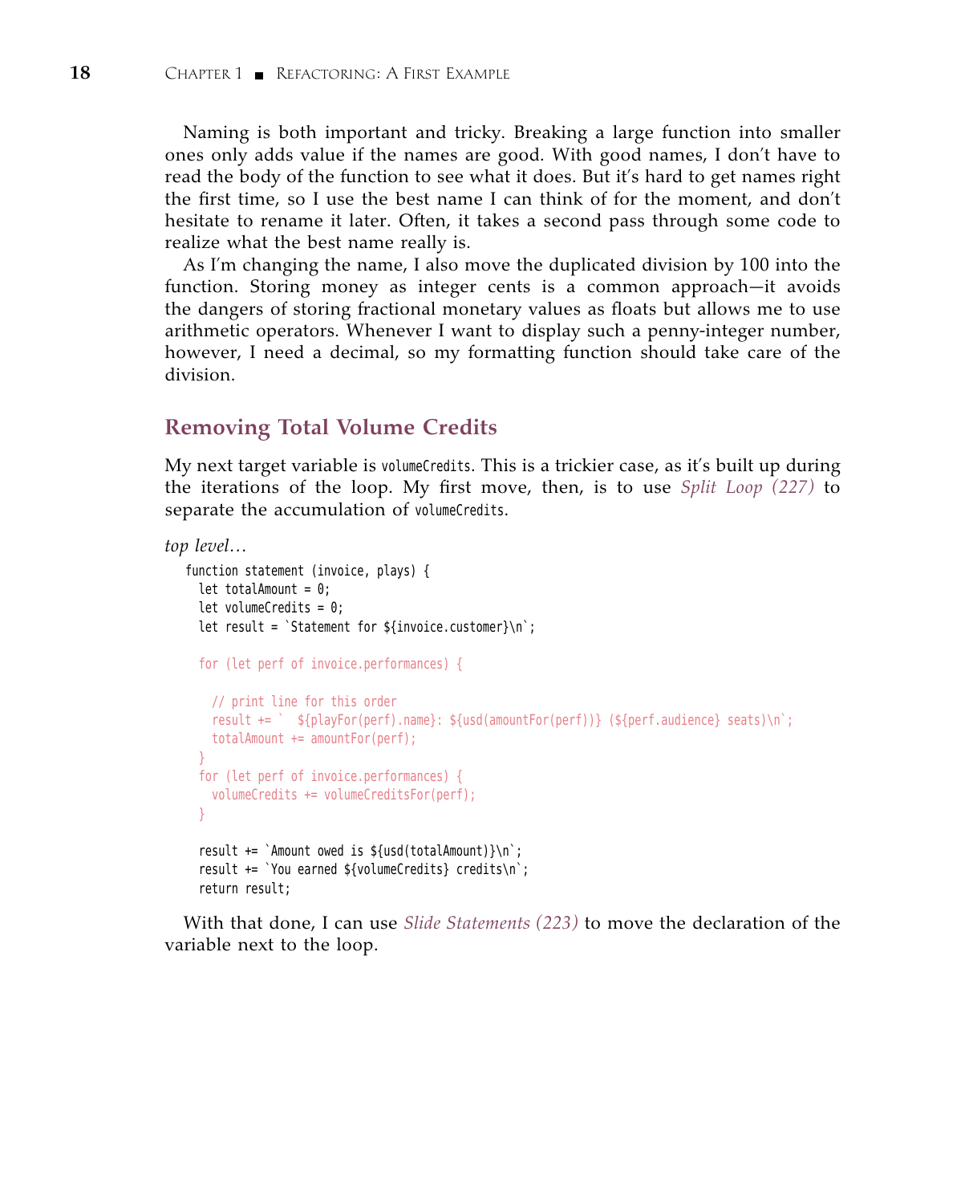Naming is both important and tricky. Breaking a large function into smaller ones only adds value if the names are good. With good names, I don't have to read the body of the function to see what it does. But it's hard to get names right the first time, so I use the best name I can think of for the moment, and don't hesitate to rename it later. Often, it takes a second pass through some code to realize what the best name really is.

As I'm changing the name, I also move the duplicated division by 100 into the function. Storing money as integer cents is a common approach—it avoids the dangers of storing fractional monetary values as floats but allows me to use arithmetic operators. Whenever I want to display such a penny-integer number, however, I need a decimal, so my formatting function should take care of the division.

## Removing Total Volume Credits

My next target variable is `volumeCredits`. This is a trickier case, as it's built up during the iterations of the loop. My first move, then, is to use *Split Loop (227)* to separate the accumulation of `volumeCredits`.

*top level…*

```
function statement (invoice, plays) {
  let totalAmount = 0;
  let volumeCredits = 0;
  let result = `Statement for ${invoice.customer}\n`;

  for (let perf of invoice.performances) {

    // print line for this order
    result += `  ${playFor(perf).name}: ${usd(amountFor(perf))} (${perf.audience} seats)\n`;
    totalAmount += amountFor(perf);
  }
  for (let perf of invoice.performances) {
    volumeCredits += volumeCreditsFor(perf);
  }

  result += `Amount owed is ${usd(totalAmount)}\n`;
  result += `You earned ${volumeCredits} credits\n`;
  return result;
```

With that done, I can use *Slide Statements (223)* to move the declaration of the variable next to the loop.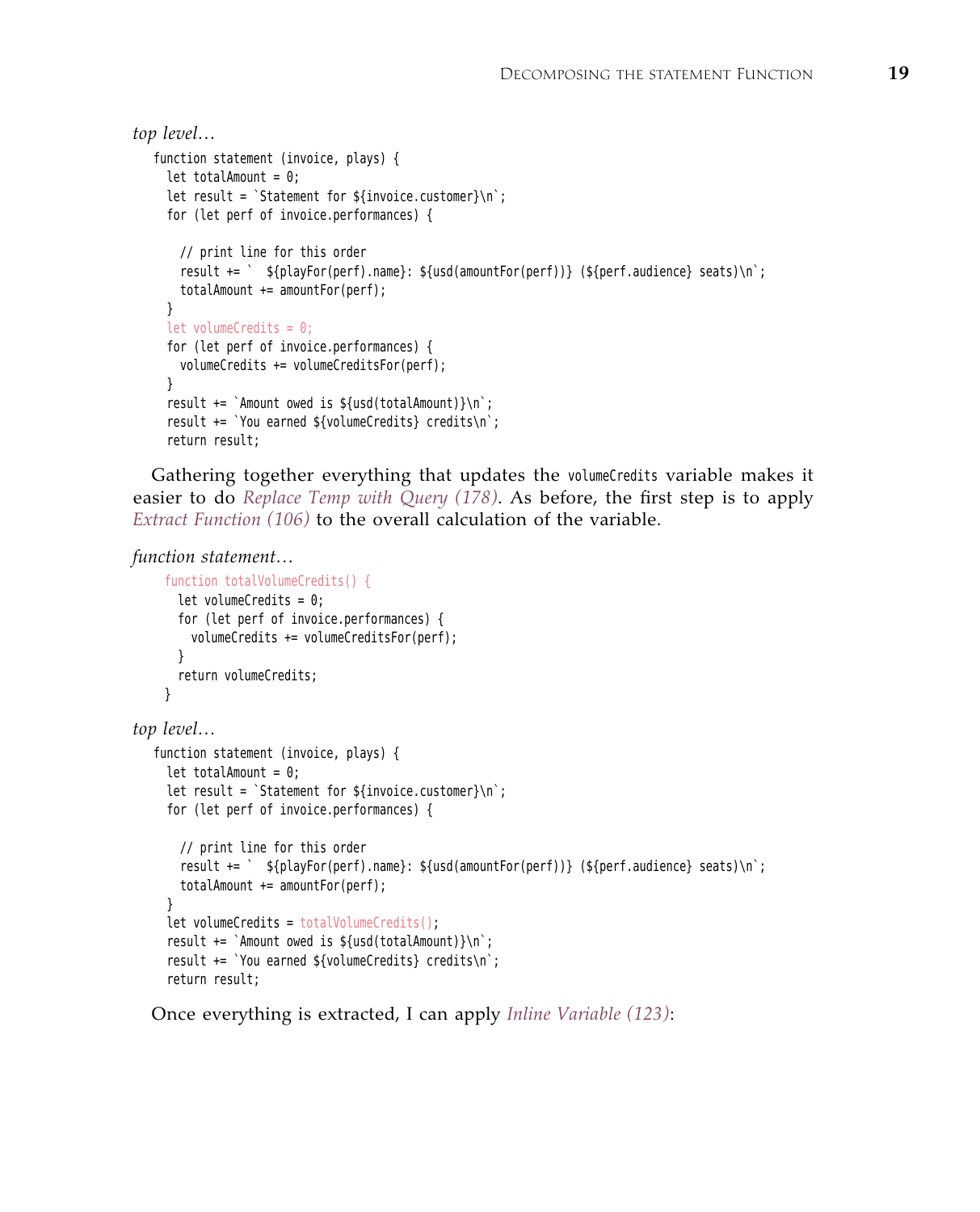*top level…*

```
function statement (invoice, plays) {
  let totalAmount = 0;
  let result = `Statement for ${invoice.customer}\n`;
  for (let perf of invoice.performances) {

    // print line for this order
    result += `  ${playFor(perf).name}: ${usd(amountFor(perf))} (${perf.audience} seats)\n`;
    totalAmount += amountFor(perf);
  }
  let volumeCredits = 0;
  for (let perf of invoice.performances) {
    volumeCredits += volumeCreditsFor(perf);
  }
  result += `Amount owed is ${usd(totalAmount)}\n`;
  result += `You earned ${volumeCredits} credits\n`;
  return result;
```

Gathering together everything that updates the `volumeCredits` variable makes it easier to do *Replace Temp with Query (178)*. As before, the first step is to apply *Extract Function (106)* to the overall calculation of the variable.

*function statement…*

```
  function totalVolumeCredits() {
    let volumeCredits = 0;
    for (let perf of invoice.performances) {
      volumeCredits += volumeCreditsFor(perf);
    }
    return volumeCredits;
  }
```

*top level…*

```
function statement (invoice, plays) {
  let totalAmount = 0;
  let result = `Statement for ${invoice.customer}\n`;
  for (let perf of invoice.performances) {

    // print line for this order
    result += `  ${playFor(perf).name}: ${usd(amountFor(perf))} (${perf.audience} seats)\n`;
    totalAmount += amountFor(perf);
  }
  let volumeCredits = totalVolumeCredits();
  result += `Amount owed is ${usd(totalAmount)}\n`;
  result += `You earned ${volumeCredits} credits\n`;
  return result;
```

Once everything is extracted, I can apply *Inline Variable (123)*: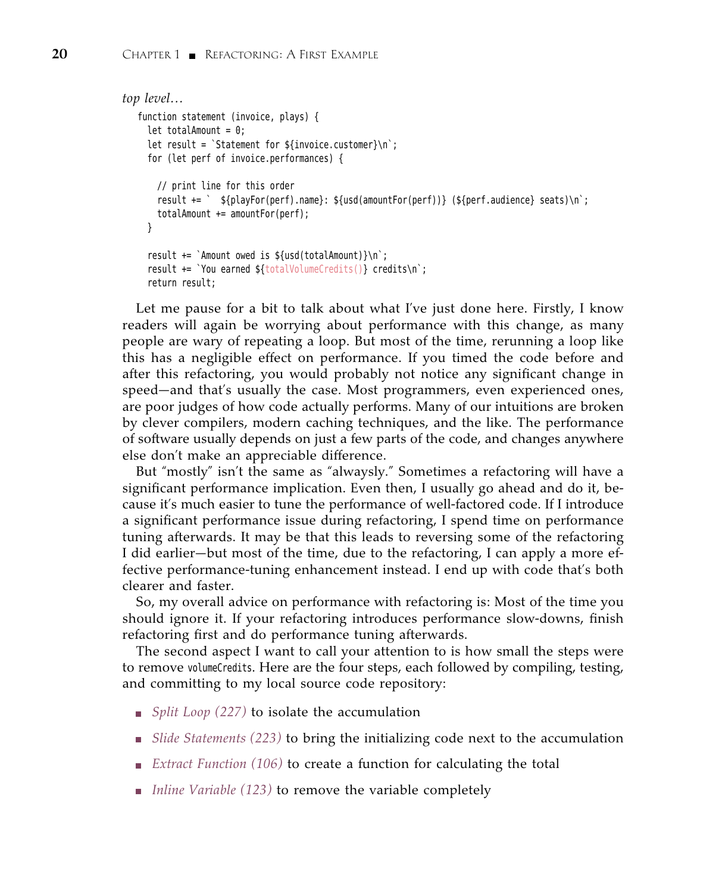*top level…*

```
function statement (invoice, plays) {
  let totalAmount = 0;
  let result = `Statement for ${invoice.customer}\n`;
  for (let perf of invoice.performances) {

    // print line for this order
    result += `  ${playFor(perf).name}: ${usd(amountFor(perf))} (${perf.audience} seats)\n`;
    totalAmount += amountFor(perf);
  }

  result += `Amount owed is ${usd(totalAmount)}\n`;
  result += `You earned ${totalVolumeCredits()} credits\n`;
  return result;
```

Let me pause for a bit to talk about what I've just done here. Firstly, I know readers will again be worrying about performance with this change, as many people are wary of repeating a loop. But most of the time, rerunning a loop like this has a negligible effect on performance. If you timed the code before and after this refactoring, you would probably not notice any significant change in speed—and that's usually the case. Most programmers, even experienced ones, are poor judges of how code actually performs. Many of our intuitions are broken by clever compilers, modern caching techniques, and the like. The performance of software usually depends on just a few parts of the code, and changes anywhere else don't make an appreciable difference.

But "mostly" isn't the same as "alwaysly." Sometimes a refactoring will have a significant performance implication. Even then, I usually go ahead and do it, because it's much easier to tune the performance of well-factored code. If I introduce a significant performance issue during refactoring, I spend time on performance tuning afterwards. It may be that this leads to reversing some of the refactoring I did earlier—but most of the time, due to the refactoring, I can apply a more effective performance-tuning enhancement instead. I end up with code that's both clearer and faster.

So, my overall advice on performance with refactoring is: Most of the time you should ignore it. If your refactoring introduces performance slow-downs, finish refactoring first and do performance tuning afterwards.

The second aspect I want to call your attention to is how small the steps were to remove `volumeCredits`. Here are the four steps, each followed by compiling, testing, and committing to my local source code repository:

- *Split Loop (227)* to isolate the accumulation
- *Slide Statements (223)* to bring the initializing code next to the accumulation
- *Extract Function (106)* to create a function for calculating the total
- *Inline Variable (123)* to remove the variable completely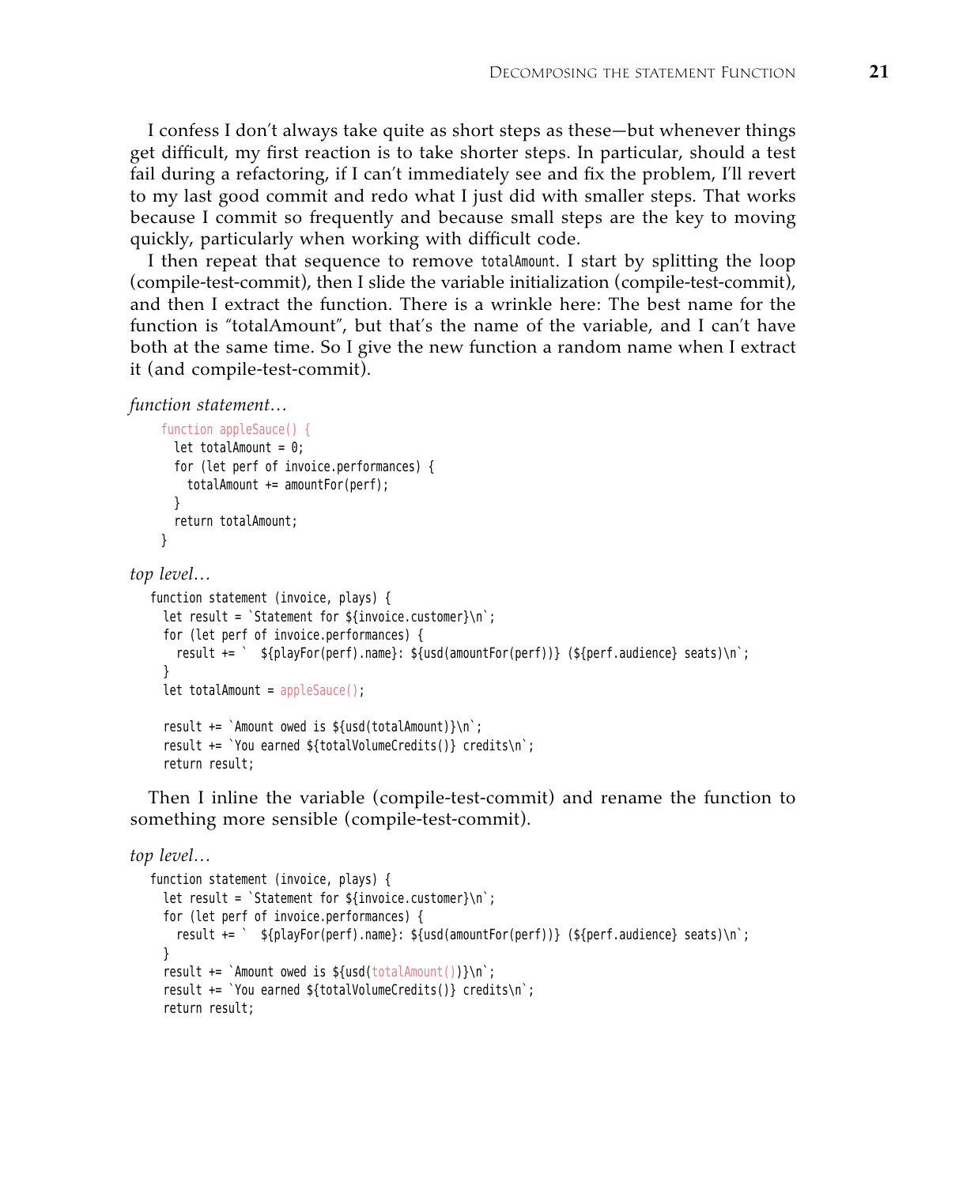I confess I don't always take quite as short steps as these—but whenever things get difficult, my first reaction is to take shorter steps. In particular, should a test fail during a refactoring, if I can't immediately see and fix the problem, I'll revert to my last good commit and redo what I just did with smaller steps. That works because I commit so frequently and because small steps are the key to moving quickly, particularly when working with difficult code.

I then repeat that sequence to remove `totalAmount`. I start by splitting the loop (compile-test-commit), then I slide the variable initialization (compile-test-commit), and then I extract the function. There is a wrinkle here: The best name for the function is "totalAmount", but that's the name of the variable, and I can't have both at the same time. So I give the new function a random name when I extract it (and compile-test-commit).

*function statement…*

```
  function appleSauce() {
    let totalAmount = 0;
    for (let perf of invoice.performances) {
      totalAmount += amountFor(perf);
    }
    return totalAmount;
  }
```

*top level…*

```
function statement (invoice, plays) {
  let result = `Statement for ${invoice.customer}\n`;
  for (let perf of invoice.performances) {
    result += `  ${playFor(perf).name}: ${usd(amountFor(perf))} (${perf.audience} seats)\n`;
  }
  let totalAmount = appleSauce();

  result += `Amount owed is ${usd(totalAmount)}\n`;
  result += `You earned ${totalVolumeCredits()} credits\n`;
  return result;
```

Then I inline the variable (compile-test-commit) and rename the function to something more sensible (compile-test-commit).

*top level…*

```
function statement (invoice, plays) {
  let result = `Statement for ${invoice.customer}\n`;
  for (let perf of invoice.performances) {
    result += `  ${playFor(perf).name}: ${usd(amountFor(perf))} (${perf.audience} seats)\n`;
  }
  result += `Amount owed is ${usd(totalAmount())}\n`;
  result += `You earned ${totalVolumeCredits()} credits\n`;
  return result;
```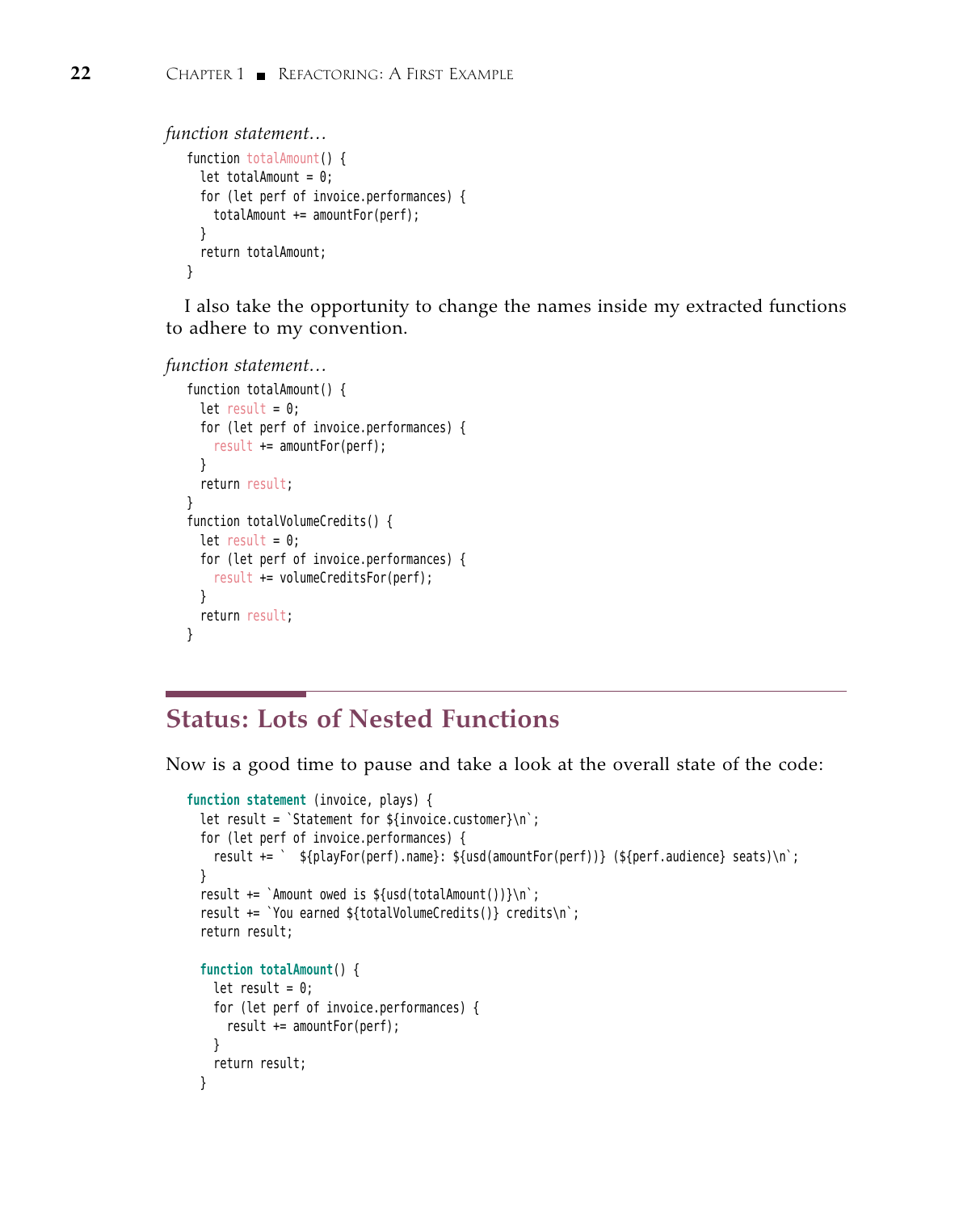*function statement…*

```
function totalAmount() {
  let totalAmount = 0;
  for (let perf of invoice.performances) {
    totalAmount += amountFor(perf);
  }
  return totalAmount;
}
```

I also take the opportunity to change the names inside my extracted functions to adhere to my convention.

*function statement…*

```
function totalAmount() {
  let result = 0;
  for (let perf of invoice.performances) {
    result += amountFor(perf);
  }
  return result;
}
function totalVolumeCredits() {
  let result = 0;
  for (let perf of invoice.performances) {
    result += volumeCreditsFor(perf);
  }
  return result;
}
```

## Status: Lots of Nested Functions

Now is a good time to pause and take a look at the overall state of the code:

```
function statement (invoice, plays) {
  let result = `Statement for ${invoice.customer}\n`;
  for (let perf of invoice.performances) {
    result += `  ${playFor(perf).name}: ${usd(amountFor(perf))} (${perf.audience} seats)\n`;
  }
  result += `Amount owed is ${usd(totalAmount())}\n`;
  result += `You earned ${totalVolumeCredits()} credits\n`;
  return result;

  function totalAmount() {
    let result = 0;
    for (let perf of invoice.performances) {
      result += amountFor(perf);
    }
    return result;
  }
```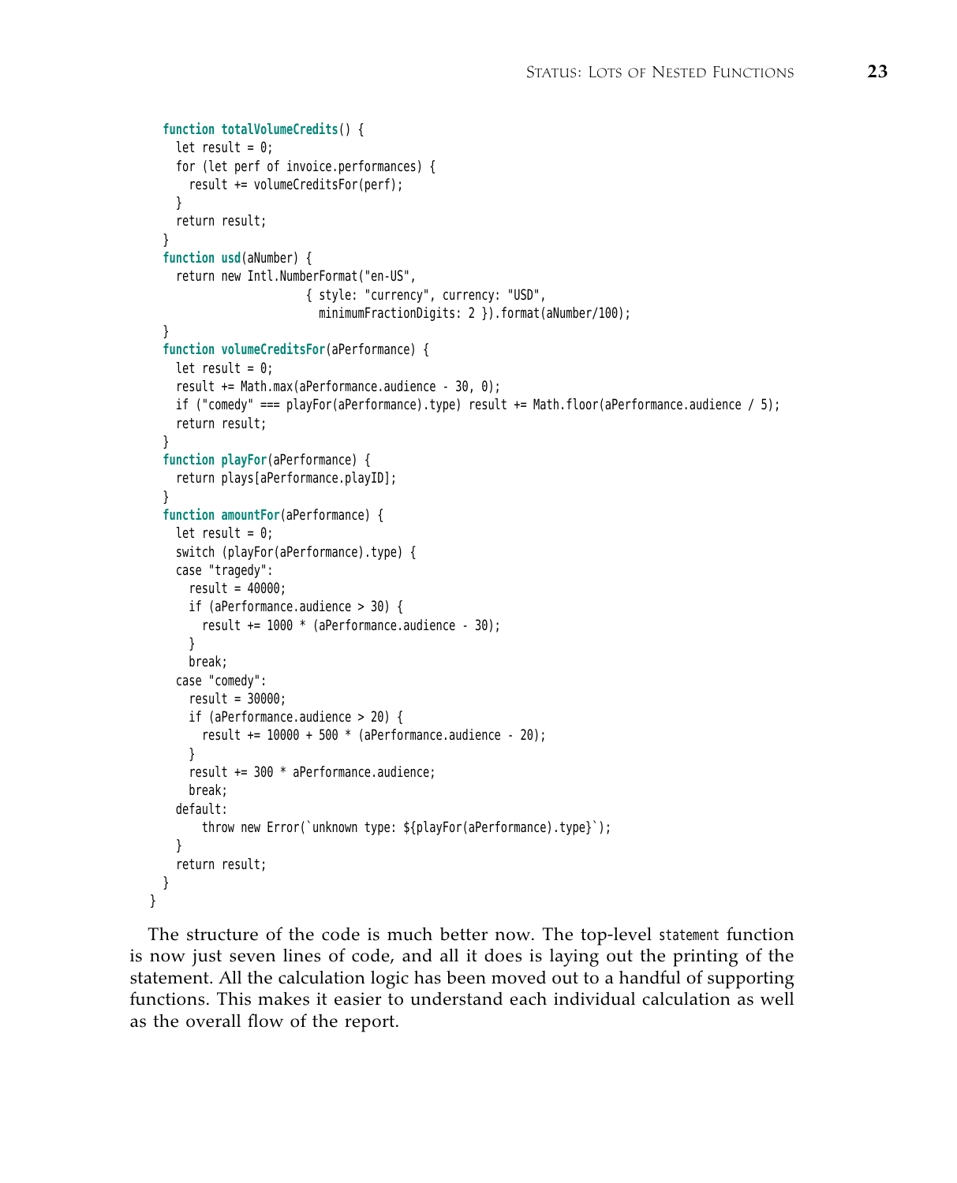```
  function totalVolumeCredits() {
    let result = 0;
    for (let perf of invoice.performances) {
      result += volumeCreditsFor(perf);
    }
    return result;
  }
  function usd(aNumber) {
    return new Intl.NumberFormat("en-US",
                        { style: "currency", currency: "USD",
                          minimumFractionDigits: 2 }).format(aNumber/100);
  }
  function volumeCreditsFor(aPerformance) {
    let result = 0;
    result += Math.max(aPerformance.audience - 30, 0);
    if ("comedy" === playFor(aPerformance).type) result += Math.floor(aPerformance.audience / 5);
    return result;
  }
  function playFor(aPerformance) {
    return plays[aPerformance.playID];
  }
  function amountFor(aPerformance) {
    let result = 0;
    switch (playFor(aPerformance).type) {
    case "tragedy":
      result = 40000;
      if (aPerformance.audience > 30) {
        result += 1000 * (aPerformance.audience - 30);
      }
      break;
    case "comedy":
      result = 30000;
      if (aPerformance.audience > 20) {
        result += 10000 + 500 * (aPerformance.audience - 20);
      }
      result += 300 * aPerformance.audience;
      break;
    default:
        throw new Error(`unknown type: ${playFor(aPerformance).type}`);
    }
    return result;
  }
}
```

The structure of the code is much better now. The top-level `statement` function is now just seven lines of code, and all it does is laying out the printing of the statement. All the calculation logic has been moved out to a handful of supporting functions. This makes it easier to understand each individual calculation as well as the overall flow of the report.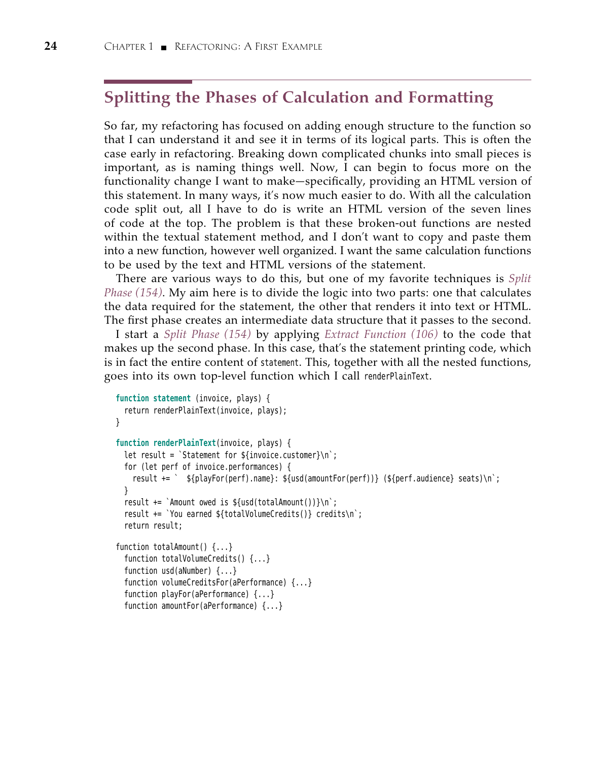## Splitting the Phases of Calculation and Formatting

So far, my refactoring has focused on adding enough structure to the function so that I can understand it and see it in terms of its logical parts. This is often the case early in refactoring. Breaking down complicated chunks into small pieces is important, as is naming things well. Now, I can begin to focus more on the functionality change I want to make—specifically, providing an HTML version of this statement. In many ways, it's now much easier to do. With all the calculation code split out, all I have to do is write an HTML version of the seven lines of code at the top. The problem is that these broken-out functions are nested within the textual statement method, and I don't want to copy and paste them into a new function, however well organized. I want the same calculation functions to be used by the text and HTML versions of the statement.

There are various ways to do this, but one of my favorite techniques is *Split Phase (154)*. My aim here is to divide the logic into two parts: one that calculates the data required for the statement, the other that renders it into text or HTML. The first phase creates an intermediate data structure that it passes to the second.

I start a *Split Phase (154)* by applying *Extract Function (106)* to the code that makes up the second phase. In this case, that's the statement printing code, which is in fact the entire content of `statement`. This, together with all the nested functions, goes into its own top-level function which I call `renderPlainText`.

```
function statement (invoice, plays) {
  return renderPlainText(invoice, plays);
}

function renderPlainText(invoice, plays) {
  let result = `Statement for ${invoice.customer}\n`;
  for (let perf of invoice.performances) {
    result += `  ${playFor(perf).name}: ${usd(amountFor(perf))} (${perf.audience} seats)\n`;
  }
  result += `Amount owed is ${usd(totalAmount())}\n`;
  result += `You earned ${totalVolumeCredits()} credits\n`;
  return result;

function totalAmount() {...}
  function totalVolumeCredits() {...}
  function usd(aNumber) {...}
  function volumeCreditsFor(aPerformance) {...}
  function playFor(aPerformance) {...}
  function amountFor(aPerformance) {...}
```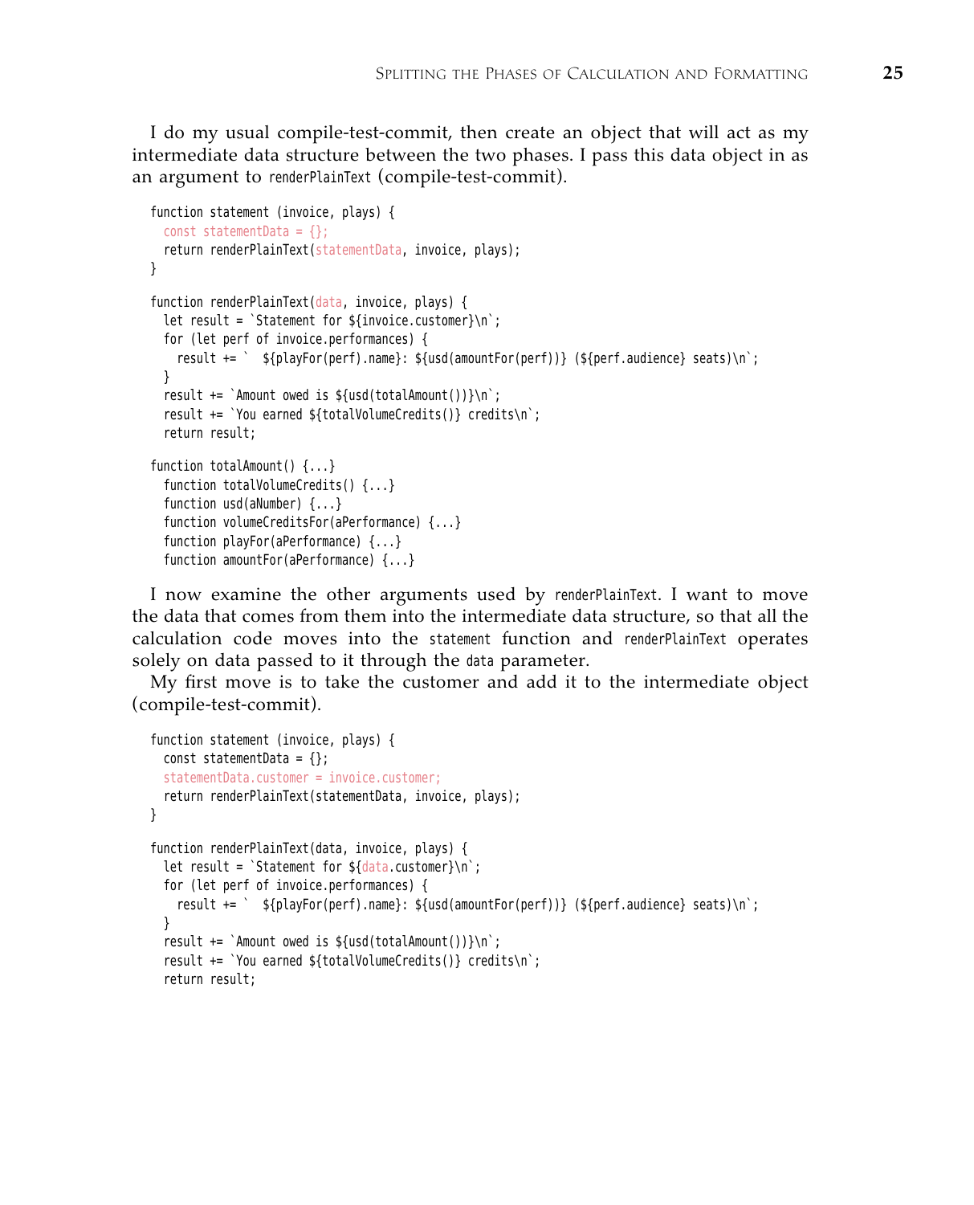I do my usual compile-test-commit, then create an object that will act as my intermediate data structure between the two phases. I pass this data object in as an argument to `renderPlainText` (compile-test-commit).

```
function statement (invoice, plays) {
  const statementData = {};
  return renderPlainText(statementData, invoice, plays);
}

function renderPlainText(data, invoice, plays) {
  let result = `Statement for ${invoice.customer}\n`;
  for (let perf of invoice.performances) {
    result += `  ${playFor(perf).name}: ${usd(amountFor(perf))} (${perf.audience} seats)\n`;
  }
  result += `Amount owed is ${usd(totalAmount())}\n`;
  result += `You earned ${totalVolumeCredits()} credits\n`;
  return result;

function totalAmount() {...}
  function totalVolumeCredits() {...}
  function usd(aNumber) {...}
  function volumeCreditsFor(aPerformance) {...}
  function playFor(aPerformance) {...}
  function amountFor(aPerformance) {...}
```

I now examine the other arguments used by `renderPlainText`. I want to move the data that comes from them into the intermediate data structure, so that all the calculation code moves into the `statement` function and `renderPlainText` operates solely on data passed to it through the `data` parameter.

My first move is to take the customer and add it to the intermediate object (compile-test-commit).

```
function statement (invoice, plays) {
  const statementData = {};
  statementData.customer = invoice.customer;
  return renderPlainText(statementData, invoice, plays);
}

function renderPlainText(data, invoice, plays) {
  let result = `Statement for ${data.customer}\n`;
  for (let perf of invoice.performances) {
    result += `  ${playFor(perf).name}: ${usd(amountFor(perf))} (${perf.audience} seats)\n`;
  }
  result += `Amount owed is ${usd(totalAmount())}\n`;
  result += `You earned ${totalVolumeCredits()} credits\n`;
  return result;
```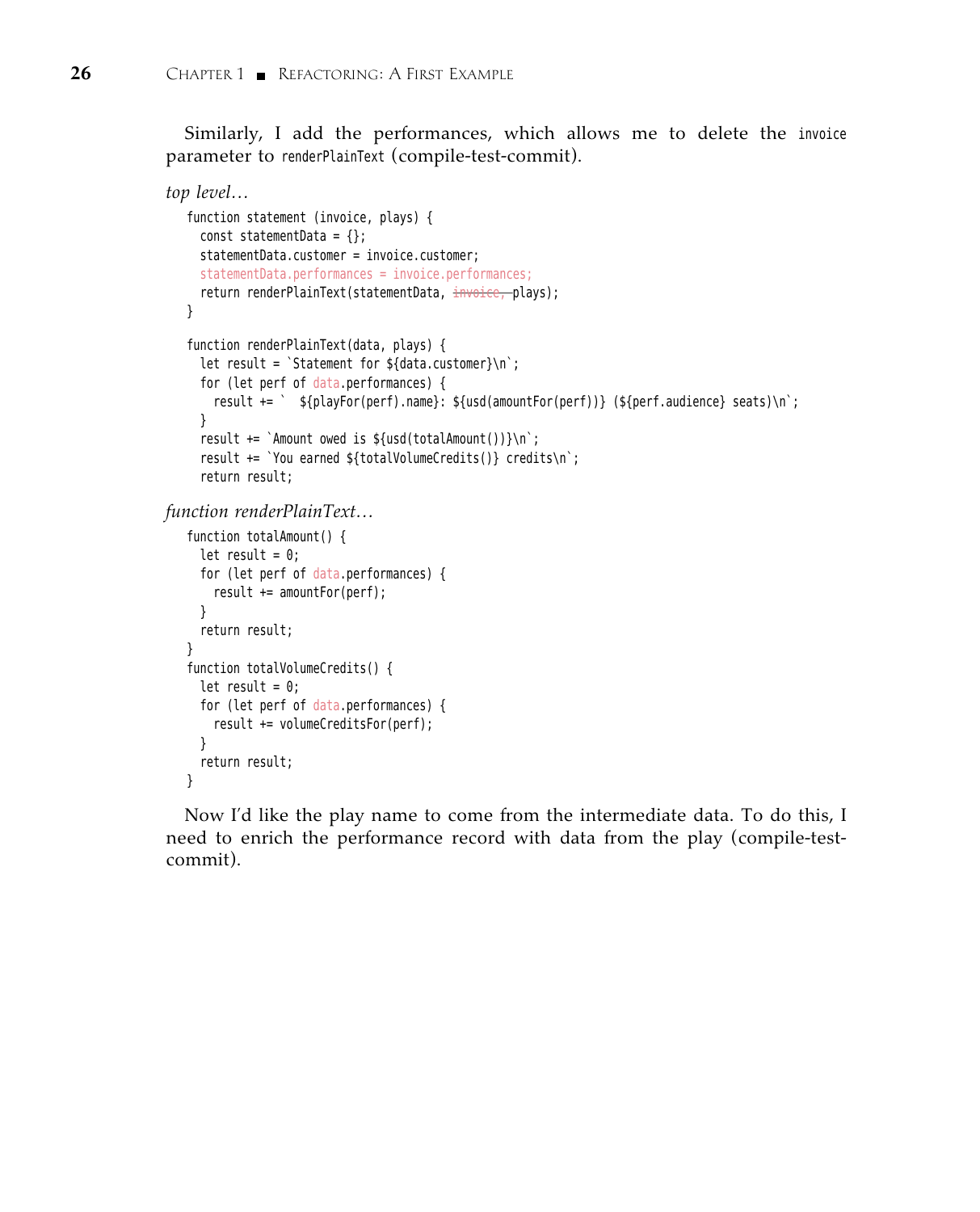Similarly, I add the performances, which allows me to delete the `invoice` parameter to `renderPlainText` (compile-test-commit).

*top level…*

```
function statement (invoice, plays) {
  const statementData = {};
  statementData.customer = invoice.customer;
  statementData.performances = invoice.performances;
  return renderPlainText(statementData, invoice, plays);
}

function renderPlainText(data, plays) {
  let result = `Statement for ${data.customer}\n`;
  for (let perf of data.performances) {
    result += `  ${playFor(perf).name}: ${usd(amountFor(perf))} (${perf.audience} seats)\n`;
  }
  result += `Amount owed is ${usd(totalAmount())}\n`;
  result += `You earned ${totalVolumeCredits()} credits\n`;
  return result;
```

*function renderPlainText…*

```
function totalAmount() {
  let result = 0;
  for (let perf of data.performances) {
    result += amountFor(perf);
  }
  return result;
}
function totalVolumeCredits() {
  let result = 0;
  for (let perf of data.performances) {
    result += volumeCreditsFor(perf);
  }
  return result;
}
```

Now I'd like the play name to come from the intermediate data. To do this, I need to enrich the performance record with data from the play (compile-test-commit).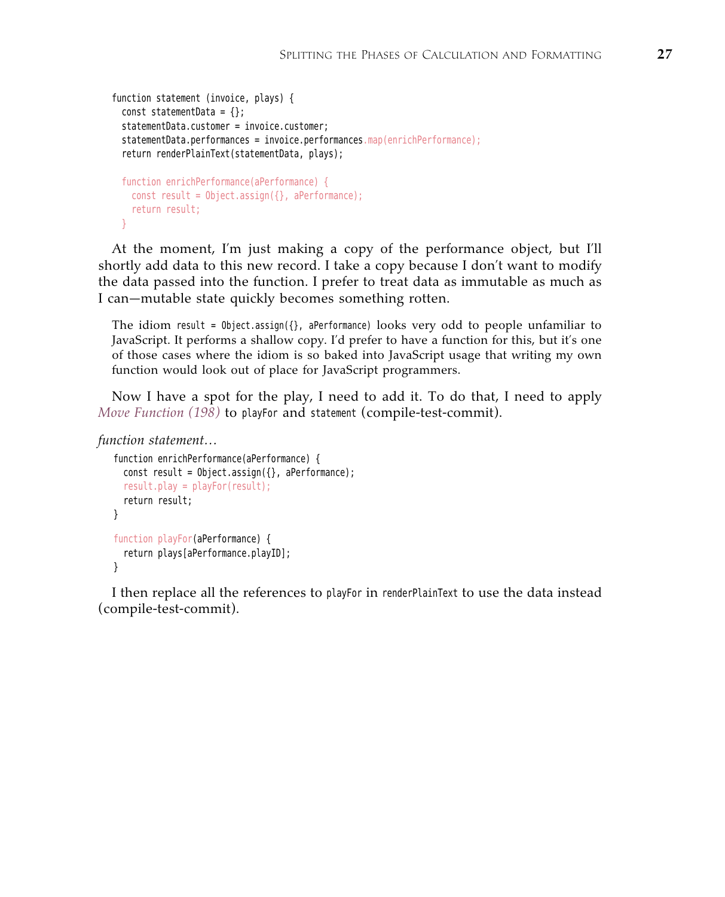```
function statement (invoice, plays) {
  const statementData = {};
  statementData.customer = invoice.customer;
  statementData.performances = invoice.performances.map(enrichPerformance);
  return renderPlainText(statementData, plays);

  function enrichPerformance(aPerformance) {
    const result = Object.assign({}, aPerformance);
    return result;
  }
```

At the moment, I'm just making a copy of the performance object, but I'll shortly add data to this new record. I take a copy because I don't want to modify the data passed into the function. I prefer to treat data as immutable as much as I can—mutable state quickly becomes something rotten.

> The idiom `result = Object.assign({}, aPerformance)` looks very odd to people unfamiliar to JavaScript. It performs a shallow copy. I'd prefer to have a function for this, but it's one of those cases where the idiom is so baked into JavaScript usage that writing my own function would look out of place for JavaScript programmers.

Now I have a spot for the play, I need to add it. To do that, I need to apply *Move Function (198)* to `playFor` and `statement` (compile-test-commit).

*function statement…*

```
function enrichPerformance(aPerformance) {
  const result = Object.assign({}, aPerformance);
  result.play = playFor(result);
  return result;
}

function playFor(aPerformance) {
  return plays[aPerformance.playID];
}
```

I then replace all the references to `playFor` in `renderPlainText` to use the data instead (compile-test-commit).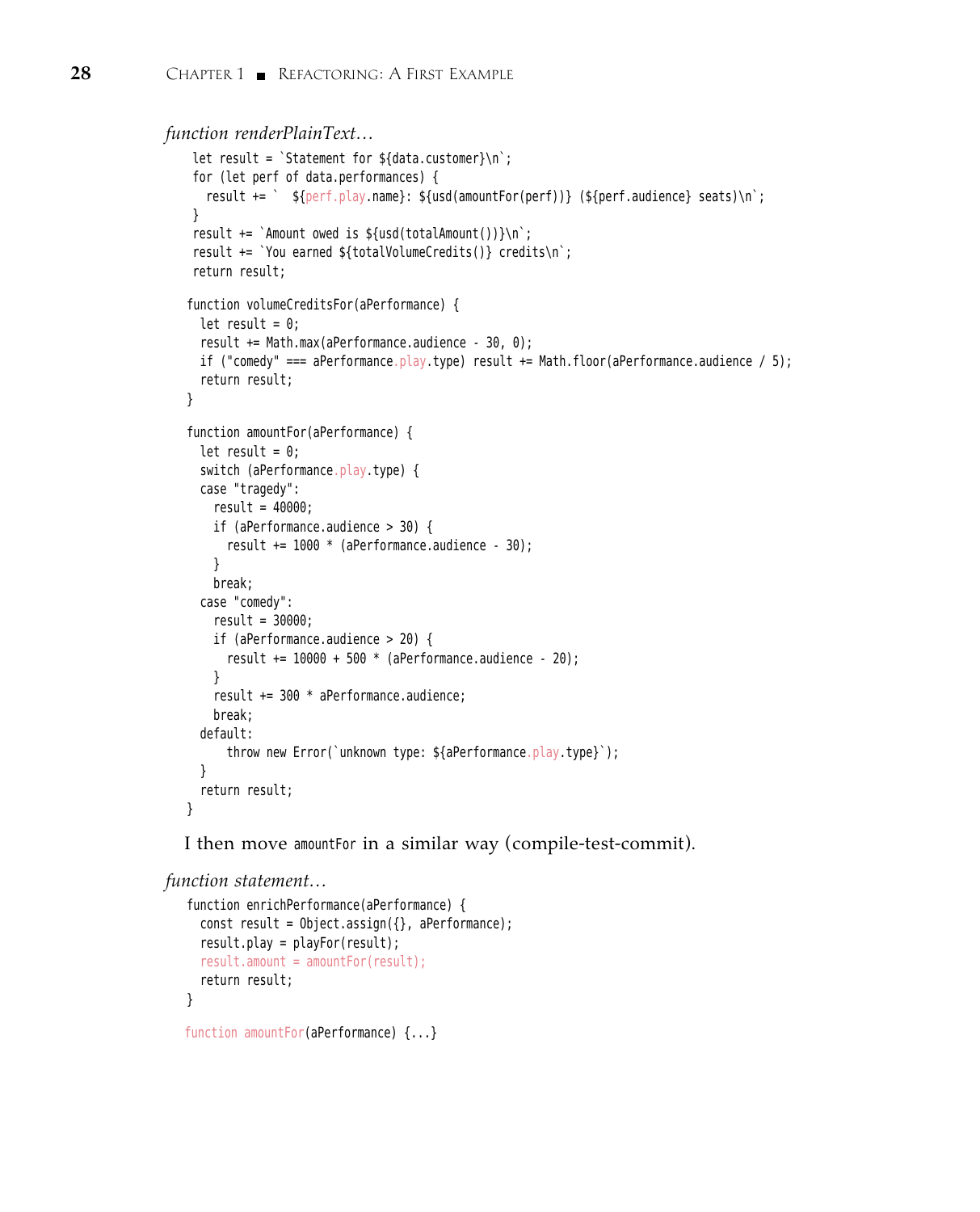*function renderPlainText…*

```
  let result = `Statement for ${data.customer}\n`;
  for (let perf of data.performances) {
    result += `  ${perf.play.name}: ${usd(amountFor(perf))} (${perf.audience} seats)\n`;
  }
  result += `Amount owed is ${usd(totalAmount())}\n`;
  result += `You earned ${totalVolumeCredits()} credits\n`;
  return result;

function volumeCreditsFor(aPerformance) {
  let result = 0;
  result += Math.max(aPerformance.audience - 30, 0);
  if ("comedy" === aPerformance.play.type) result += Math.floor(aPerformance.audience / 5);
  return result;
}

function amountFor(aPerformance) {
  let result = 0;
  switch (aPerformance.play.type) {
  case "tragedy":
    result = 40000;
    if (aPerformance.audience > 30) {
      result += 1000 * (aPerformance.audience - 30);
    }
    break;
  case "comedy":
    result = 30000;
    if (aPerformance.audience > 20) {
      result += 10000 + 500 * (aPerformance.audience - 20);
    }
    result += 300 * aPerformance.audience;
    break;
  default:
      throw new Error(`unknown type: ${aPerformance.play.type}`);
  }
  return result;
}
```

I then move `amountFor` in a similar way (compile-test-commit).

*function statement…*

```
function enrichPerformance(aPerformance) {
  const result = Object.assign({}, aPerformance);
  result.play = playFor(result);
  result.amount = amountFor(result);
  return result;
}

function amountFor(aPerformance) {...}
```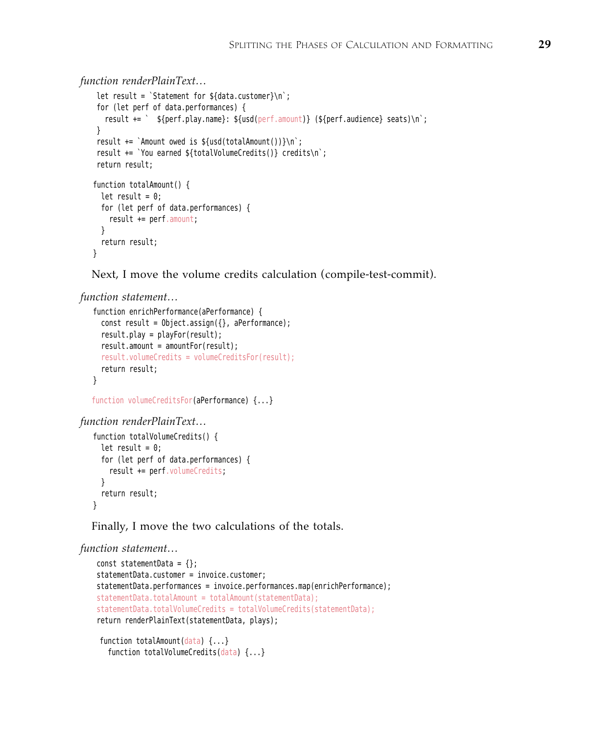*function renderPlainText…*

```
 let result = `Statement for ${data.customer}\n`;
 for (let perf of data.performances) {
   result += `  ${perf.play.name}: ${usd(perf.amount)} (${perf.audience} seats)\n`;
 }
 result += `Amount owed is ${usd(totalAmount())}\n`;
 result += `You earned ${totalVolumeCredits()} credits\n`;
 return result;

function totalAmount() {
  let result = 0;
  for (let perf of data.performances) {
    result += perf.amount;
  }
  return result;
}
```

Next, I move the volume credits calculation (compile-test-commit).

*function statement…*

```
function enrichPerformance(aPerformance) {
  const result = Object.assign({}, aPerformance);
  result.play = playFor(result);
  result.amount = amountFor(result);
  result.volumeCredits = volumeCreditsFor(result);
  return result;
}

function volumeCreditsFor(aPerformance) {...}
```

*function renderPlainText…*

```
function totalVolumeCredits() {
  let result = 0;
  for (let perf of data.performances) {
    result += perf.volumeCredits;
  }
  return result;
}
```

Finally, I move the two calculations of the totals.

*function statement…*

```
 const statementData = {};
 statementData.customer = invoice.customer;
 statementData.performances = invoice.performances.map(enrichPerformance);
 statementData.totalAmount = totalAmount(statementData);
 statementData.totalVolumeCredits = totalVolumeCredits(statementData);
 return renderPlainText(statementData, plays);

  function totalAmount(data) {...}
    function totalVolumeCredits(data) {...}
```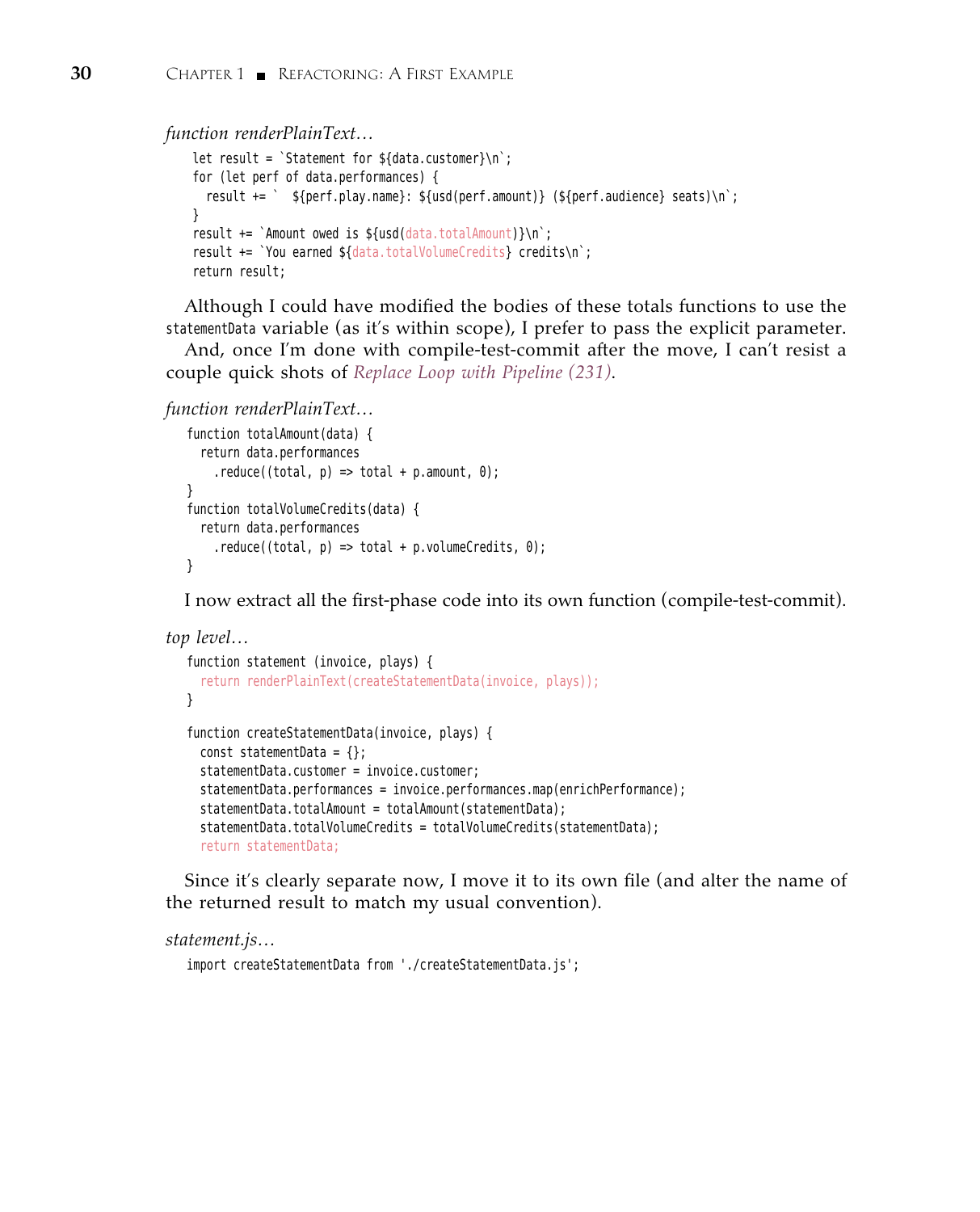*function renderPlainText…*

```
  let result = `Statement for ${data.customer}\n`;
  for (let perf of data.performances) {
    result += `  ${perf.play.name}: ${usd(perf.amount)} (${perf.audience} seats)\n`;
  }
  result += `Amount owed is ${usd(data.totalAmount)}\n`;
  result += `You earned ${data.totalVolumeCredits} credits\n`;
  return result;
```

Although I could have modified the bodies of these totals functions to use the `statementData` variable (as it's within scope), I prefer to pass the explicit parameter.

And, once I'm done with compile-test-commit after the move, I can't resist a couple quick shots of *Replace Loop with Pipeline (231)*.

*function renderPlainText…*

```
function totalAmount(data) {
  return data.performances
    .reduce((total, p) => total + p.amount, 0);
}
function totalVolumeCredits(data) {
  return data.performances
    .reduce((total, p) => total + p.volumeCredits, 0);
}
```

I now extract all the first-phase code into its own function (compile-test-commit).

*top level…*

```
function statement (invoice, plays) {
  return renderPlainText(createStatementData(invoice, plays));
}

function createStatementData(invoice, plays) {
  const statementData = {};
  statementData.customer = invoice.customer;
  statementData.performances = invoice.performances.map(enrichPerformance);
  statementData.totalAmount = totalAmount(statementData);
  statementData.totalVolumeCredits = totalVolumeCredits(statementData);
  return statementData;
```

Since it's clearly separate now, I move it to its own file (and alter the name of the returned result to match my usual convention).

*statement.js…*

```
import createStatementData from './createStatementData.js';
```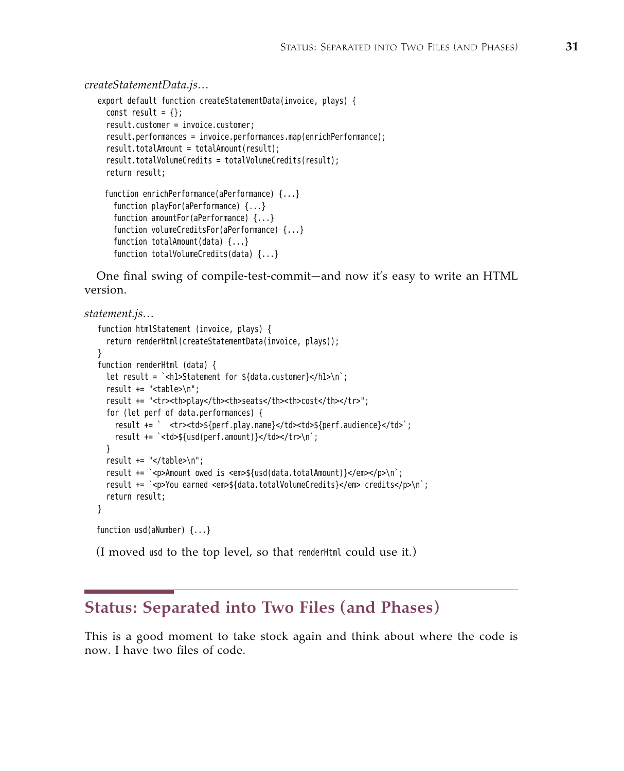*createStatementData.js…*

```
export default function createStatementData(invoice, plays) {
  const result = {};
  result.customer = invoice.customer;
  result.performances = invoice.performances.map(enrichPerformance);
  result.totalAmount = totalAmount(result);
  result.totalVolumeCredits = totalVolumeCredits(result);
  return result;

 function enrichPerformance(aPerformance) {...}
   function playFor(aPerformance) {...}
   function amountFor(aPerformance) {...}
   function volumeCreditsFor(aPerformance) {...}
   function totalAmount(data) {...}
   function totalVolumeCredits(data) {...}
```

One final swing of compile-test-commit—and now it's easy to write an HTML version.

*statement.js…*

```
function htmlStatement (invoice, plays) {
  return renderHtml(createStatementData(invoice, plays));
}
function renderHtml (data) {
  let result = `<h1>Statement for ${data.customer}</h1>\n`;
  result += "<table>\n";
  result += "<tr><th>play</th><th>seats</th><th>cost</th></tr>";
  for (let perf of data.performances) {
    result += `  <tr><td>${perf.play.name}</td><td>${perf.audience}</td>`;
    result += `<td>${usd(perf.amount)}</td></tr>\n`;
  }
  result += "</table>\n";
  result += `<p>Amount owed is <em>${usd(data.totalAmount)}</em></p>\n`;
  result += `<p>You earned <em>${data.totalVolumeCredits}</em> credits</p>\n`;
  return result;
}

function usd(aNumber) {...}
```

(I moved `usd` to the top level, so that `renderHtml` could use it.)

## Status: Separated into Two Files (and Phases)

This is a good moment to take stock again and think about where the code is now. I have two files of code.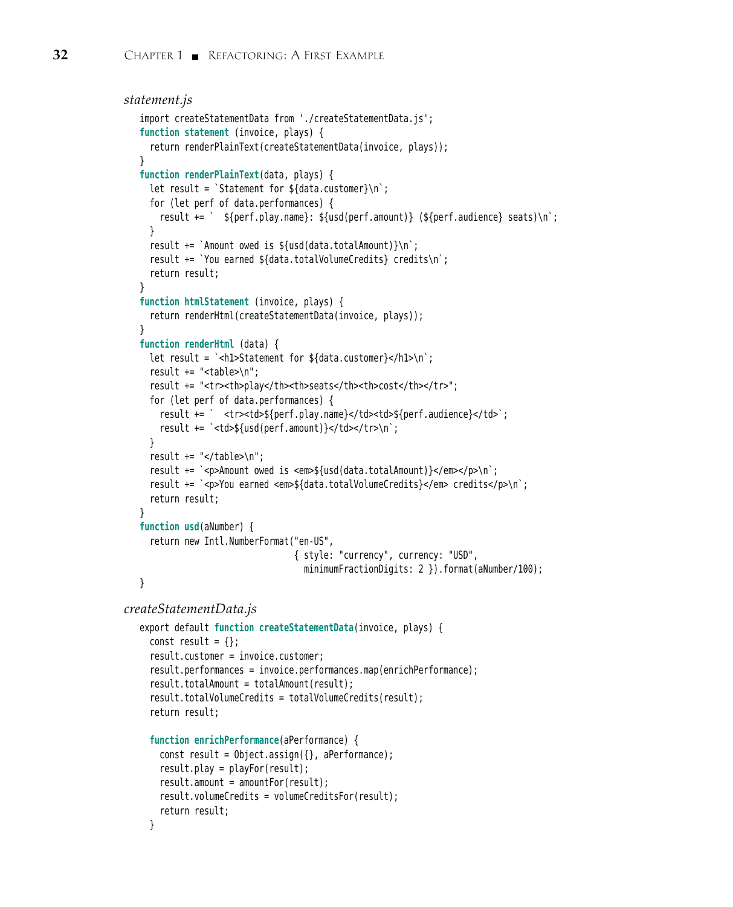*statement.js*

```
import createStatementData from './createStatementData.js';
function statement (invoice, plays) {
  return renderPlainText(createStatementData(invoice, plays));
}
function renderPlainText(data, plays) {
  let result = `Statement for ${data.customer}\n`;
  for (let perf of data.performances) {
    result += `  ${perf.play.name}: ${usd(perf.amount)} (${perf.audience} seats)\n`;
  }
  result += `Amount owed is ${usd(data.totalAmount)}\n`;
  result += `You earned ${data.totalVolumeCredits} credits\n`;
  return result;
}
function htmlStatement (invoice, plays) {
  return renderHtml(createStatementData(invoice, plays));
}
function renderHtml (data) {
  let result = `<h1>Statement for ${data.customer}</h1>\n`;
  result += "<table>\n";
  result += "<tr><th>play</th><th>seats</th><th>cost</th></tr>";
  for (let perf of data.performances) {
    result += `  <tr><td>${perf.play.name}</td><td>${perf.audience}</td>`;
    result += `<td>${usd(perf.amount)}</td></tr>\n`;
  }
  result += "</table>\n";
  result += `<p>Amount owed is <em>${usd(data.totalAmount)}</em></p>\n`;
  result += `<p>You earned <em>${data.totalVolumeCredits}</em> credits</p>\n`;
  return result;
}
function usd(aNumber) {
  return new Intl.NumberFormat("en-US",
                               { style: "currency", currency: "USD",
                                 minimumFractionDigits: 2 }).format(aNumber/100);
}
```

*createStatementData.js*

```
export default function createStatementData(invoice, plays) {
  const result = {};
  result.customer = invoice.customer;
  result.performances = invoice.performances.map(enrichPerformance);
  result.totalAmount = totalAmount(result);
  result.totalVolumeCredits = totalVolumeCredits(result);
  return result;

  function enrichPerformance(aPerformance) {
    const result = Object.assign({}, aPerformance);
    result.play = playFor(result);
    result.amount = amountFor(result);
    result.volumeCredits = volumeCreditsFor(result);
    return result;
  }
```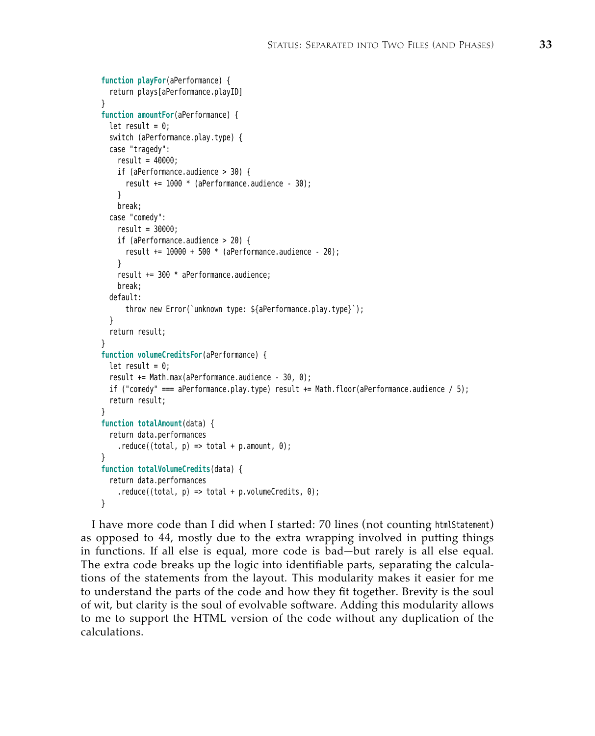```
function playFor(aPerformance) {
  return plays[aPerformance.playID]
}
function amountFor(aPerformance) {
  let result = 0;
  switch (aPerformance.play.type) {
  case "tragedy":
    result = 40000;
    if (aPerformance.audience > 30) {
      result += 1000 * (aPerformance.audience - 30);
    }
    break;
  case "comedy":
    result = 30000;
    if (aPerformance.audience > 20) {
      result += 10000 + 500 * (aPerformance.audience - 20);
    }
    result += 300 * aPerformance.audience;
    break;
  default:
      throw new Error(`unknown type: ${aPerformance.play.type}`);
  }
  return result;
}
function volumeCreditsFor(aPerformance) {
  let result = 0;
  result += Math.max(aPerformance.audience - 30, 0);
  if ("comedy" === aPerformance.play.type) result += Math.floor(aPerformance.audience / 5);
  return result;
}
function totalAmount(data) {
  return data.performances
    .reduce((total, p) => total + p.amount, 0);
}
function totalVolumeCredits(data) {
  return data.performances
    .reduce((total, p) => total + p.volumeCredits, 0);
}
```

I have more code than I did when I started: 70 lines (not counting `htmlStatement`) as opposed to 44, mostly due to the extra wrapping involved in putting things in functions. If all else is equal, more code is bad—but rarely is all else equal. The extra code breaks up the logic into identifiable parts, separating the calculations of the statements from the layout. This modularity makes it easier for me to understand the parts of the code and how they fit together. Brevity is the soul of wit, but clarity is the soul of evolvable software. Adding this modularity allows to me to support the HTML version of the code without any duplication of the calculations.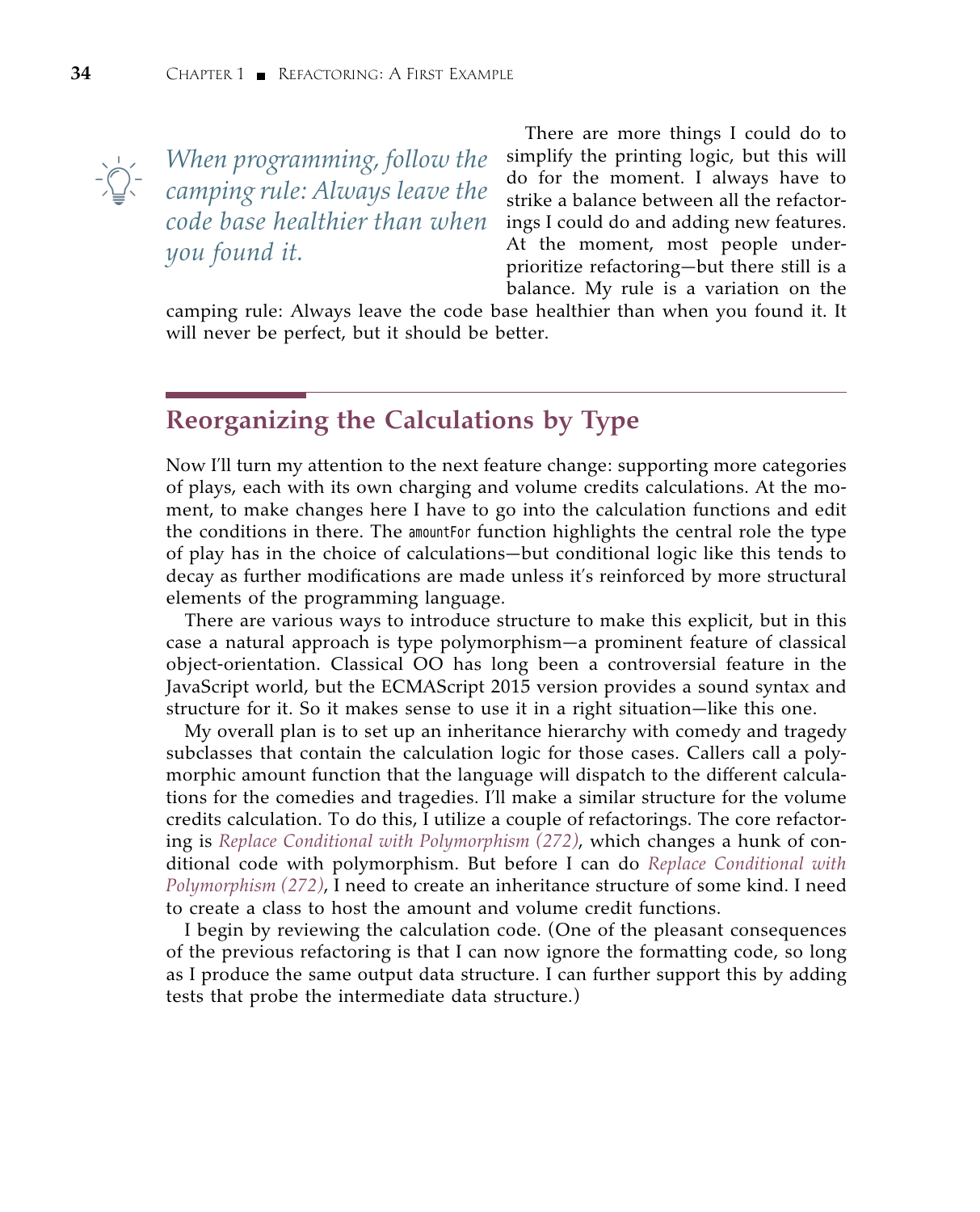*When programming, follow the camping rule: Always leave the code base healthier than when you found it.*

There are more things I could do to simplify the printing logic, but this will do for the moment. I always have to strike a balance between all the refactorings I could do and adding new features. At the moment, most people underprioritize refactoring—but there still is a balance. My rule is a variation on the camping rule: Always leave the code base healthier than when you found it. It will never be perfect, but it should be better.

## Reorganizing the Calculations by Type

Now I'll turn my attention to the next feature change: supporting more categories of plays, each with its own charging and volume credits calculations. At the moment, to make changes here I have to go into the calculation functions and edit the conditions in there. The `amountFor` function highlights the central role the type of play has in the choice of calculations—but conditional logic like this tends to decay as further modifications are made unless it's reinforced by more structural elements of the programming language.

There are various ways to introduce structure to make this explicit, but in this case a natural approach is type polymorphism—a prominent feature of classical object-orientation. Classical OO has long been a controversial feature in the JavaScript world, but the ECMAScript 2015 version provides a sound syntax and structure for it. So it makes sense to use it in a right situation—like this one.

My overall plan is to set up an inheritance hierarchy with comedy and tragedy subclasses that contain the calculation logic for those cases. Callers call a polymorphic amount function that the language will dispatch to the different calculations for the comedies and tragedies. I'll make a similar structure for the volume credits calculation. To do this, I utilize a couple of refactorings. The core refactoring is *Replace Conditional with Polymorphism (272)*, which changes a hunk of conditional code with polymorphism. But before I can do *Replace Conditional with Polymorphism (272)*, I need to create an inheritance structure of some kind. I need to create a class to host the amount and volume credit functions.

I begin by reviewing the calculation code. (One of the pleasant consequences of the previous refactoring is that I can now ignore the formatting code, so long as I produce the same output data structure. I can further support this by adding tests that probe the intermediate data structure.)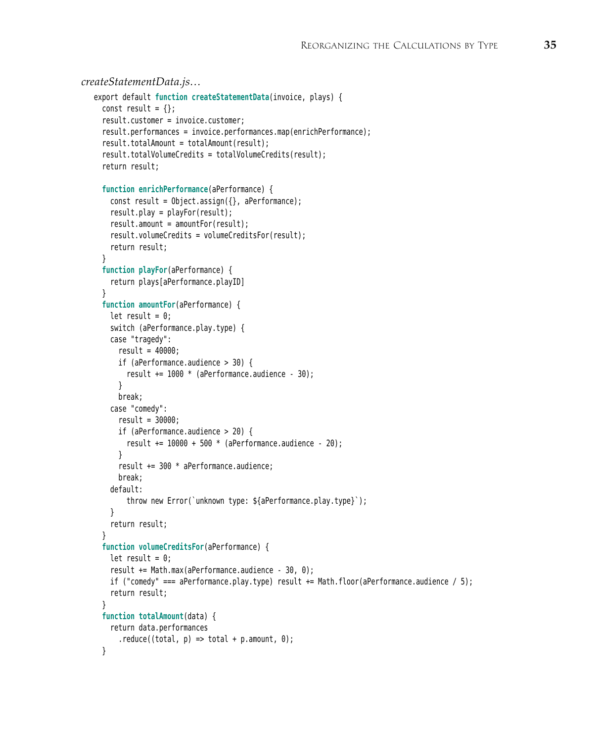*createStatementData.js…*

```
export default function createStatementData(invoice, plays) {
  const result = {};
  result.customer = invoice.customer;
  result.performances = invoice.performances.map(enrichPerformance);
  result.totalAmount = totalAmount(result);
  result.totalVolumeCredits = totalVolumeCredits(result);
  return result;

  function enrichPerformance(aPerformance) {
    const result = Object.assign({}, aPerformance);
    result.play = playFor(result);
    result.amount = amountFor(result);
    result.volumeCredits = volumeCreditsFor(result);
    return result;
  }
  function playFor(aPerformance) {
    return plays[aPerformance.playID]
  }
  function amountFor(aPerformance) {
    let result = 0;
    switch (aPerformance.play.type) {
    case "tragedy":
      result = 40000;
      if (aPerformance.audience > 30) {
        result += 1000 * (aPerformance.audience - 30);
      }
      break;
    case "comedy":
      result = 30000;
      if (aPerformance.audience > 20) {
        result += 10000 + 500 * (aPerformance.audience - 20);
      }
      result += 300 * aPerformance.audience;
      break;
    default:
        throw new Error(`unknown type: ${aPerformance.play.type}`);
    }
    return result;
  }
  function volumeCreditsFor(aPerformance) {
    let result = 0;
    result += Math.max(aPerformance.audience - 30, 0);
    if ("comedy" === aPerformance.play.type) result += Math.floor(aPerformance.audience / 5);
    return result;
  }
  function totalAmount(data) {
    return data.performances
      .reduce((total, p) => total + p.amount, 0);
  }
```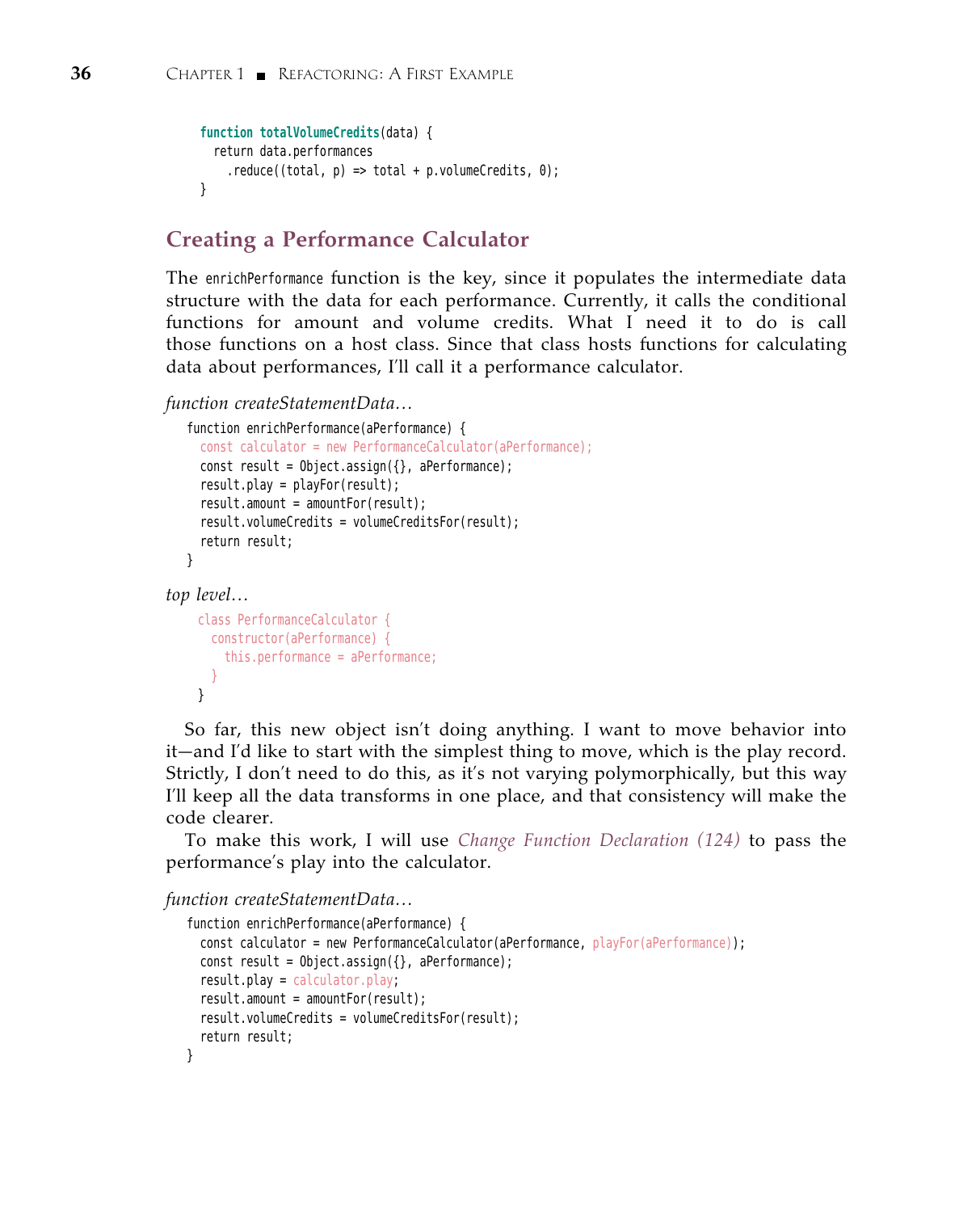```
function totalVolumeCredits(data) {
  return data.performances
    .reduce((total, p) => total + p.volumeCredits, 0);
}
```

## Creating a Performance Calculator

The `enrichPerformance` function is the key, since it populates the intermediate data structure with the data for each performance. Currently, it calls the conditional functions for amount and volume credits. What I need it to do is call those functions on a host class. Since that class hosts functions for calculating data about performances, I'll call it a performance calculator.

*function createStatementData…*

```
function enrichPerformance(aPerformance) {
  const calculator = new PerformanceCalculator(aPerformance);
  const result = Object.assign({}, aPerformance);
  result.play = playFor(result);
  result.amount = amountFor(result);
  result.volumeCredits = volumeCreditsFor(result);
  return result;
}
```

*top level…*

```
class PerformanceCalculator {
  constructor(aPerformance) {
    this.performance = aPerformance;
  }
}
```

So far, this new object isn't doing anything. I want to move behavior into it—and I'd like to start with the simplest thing to move, which is the play record. Strictly, I don't need to do this, as it's not varying polymorphically, but this way I'll keep all the data transforms in one place, and that consistency will make the code clearer.

To make this work, I will use *Change Function Declaration (124)* to pass the performance's play into the calculator.

*function createStatementData…*

```
function enrichPerformance(aPerformance) {
  const calculator = new PerformanceCalculator(aPerformance, playFor(aPerformance));
  const result = Object.assign({}, aPerformance);
  result.play = calculator.play;
  result.amount = amountFor(result);
  result.volumeCredits = volumeCreditsFor(result);
  return result;
}
```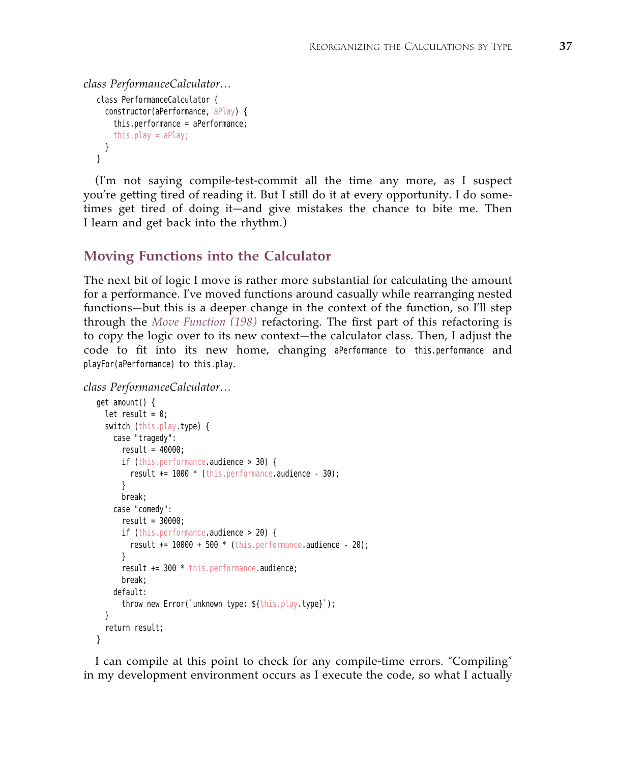*class PerformanceCalculator…*

```
class PerformanceCalculator {
  constructor(aPerformance, aPlay) {
    this.performance = aPerformance;
    this.play = aPlay;
  }
}
```

(I'm not saying compile-test-commit all the time any more, as I suspect you're getting tired of reading it. But I still do it at every opportunity. I do sometimes get tired of doing it—and give mistakes the chance to bite me. Then I learn and get back into the rhythm.)

## Moving Functions into the Calculator

The next bit of logic I move is rather more substantial for calculating the amount for a performance. I've moved functions around casually while rearranging nested functions—but this is a deeper change in the context of the function, so I'll step through the *Move Function (198)* refactoring. The first part of this refactoring is to copy the logic over to its new context—the calculator class. Then, I adjust the code to fit into its new home, changing `aPerformance` to `this.performance` and `playFor(aPerformance)` to `this.play`.

*class PerformanceCalculator…*

```
get amount() {
  let result = 0;
  switch (this.play.type) {
    case "tragedy":
      result = 40000;
      if (this.performance.audience > 30) {
        result += 1000 * (this.performance.audience - 30);
      }
      break;
    case "comedy":
      result = 30000;
      if (this.performance.audience > 20) {
        result += 10000 + 500 * (this.performance.audience - 20);
      }
      result += 300 * this.performance.audience;
      break;
    default:
      throw new Error(`unknown type: ${this.play.type}`);
  }
  return result;
}
```

I can compile at this point to check for any compile-time errors. "Compiling" in my development environment occurs as I execute the code, so what I actually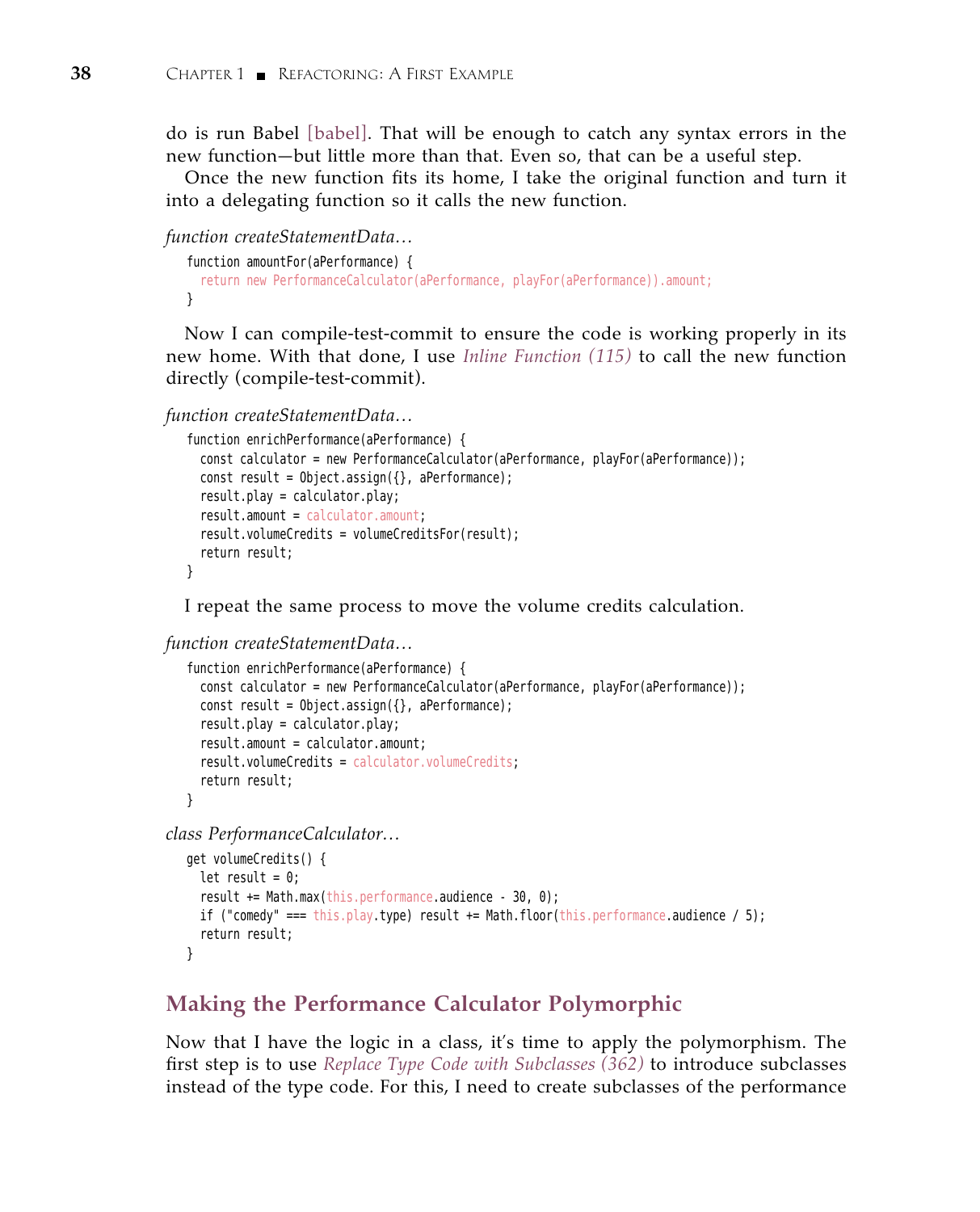do is run Babel [babel]. That will be enough to catch any syntax errors in the new function—but little more than that. Even so, that can be a useful step.

Once the new function fits its home, I take the original function and turn it into a delegating function so it calls the new function.

*function createStatementData…*

```
function amountFor(aPerformance) {
  return new PerformanceCalculator(aPerformance, playFor(aPerformance)).amount;
}
```

Now I can compile-test-commit to ensure the code is working properly in its new home. With that done, I use *Inline Function (115)* to call the new function directly (compile-test-commit).

*function createStatementData…*

```
function enrichPerformance(aPerformance) {
  const calculator = new PerformanceCalculator(aPerformance, playFor(aPerformance));
  const result = Object.assign({}, aPerformance);
  result.play = calculator.play;
  result.amount = calculator.amount;
  result.volumeCredits = volumeCreditsFor(result);
  return result;
}
```

I repeat the same process to move the volume credits calculation.

*function createStatementData…*

```
function enrichPerformance(aPerformance) {
  const calculator = new PerformanceCalculator(aPerformance, playFor(aPerformance));
  const result = Object.assign({}, aPerformance);
  result.play = calculator.play;
  result.amount = calculator.amount;
  result.volumeCredits = calculator.volumeCredits;
  return result;
}
```

*class PerformanceCalculator…*

```
get volumeCredits() {
  let result = 0;
  result += Math.max(this.performance.audience - 30, 0);
  if ("comedy" === this.play.type) result += Math.floor(this.performance.audience / 5);
  return result;
}
```

## Making the Performance Calculator Polymorphic

Now that I have the logic in a class, it's time to apply the polymorphism. The first step is to use *Replace Type Code with Subclasses (362)* to introduce subclasses instead of the type code. For this, I need to create subclasses of the performance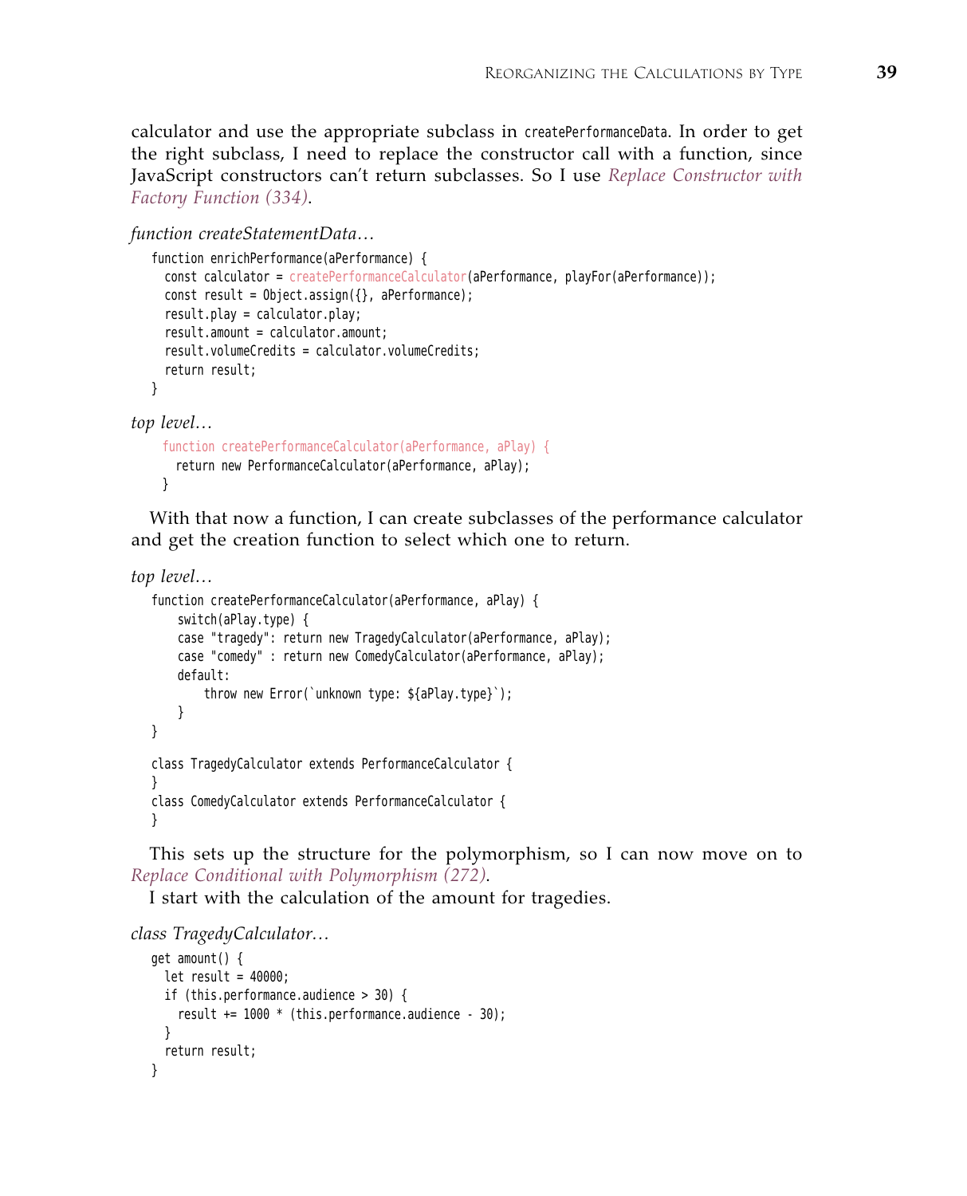calculator and use the appropriate subclass in `createPerformanceData`. In order to get the right subclass, I need to replace the constructor call with a function, since JavaScript constructors can't return subclasses. So I use *Replace Constructor with Factory Function (334)*.

*function createStatementData…*

```
function enrichPerformance(aPerformance) {
  const calculator = createPerformanceCalculator(aPerformance, playFor(aPerformance));
  const result = Object.assign({}, aPerformance);
  result.play = calculator.play;
  result.amount = calculator.amount;
  result.volumeCredits = calculator.volumeCredits;
  return result;
}
```

*top level…*

```
function createPerformanceCalculator(aPerformance, aPlay) {
  return new PerformanceCalculator(aPerformance, aPlay);
}
```

With that now a function, I can create subclasses of the performance calculator and get the creation function to select which one to return.

*top level…*

```
function createPerformanceCalculator(aPerformance, aPlay) {
    switch(aPlay.type) {
    case "tragedy": return new TragedyCalculator(aPerformance, aPlay);
    case "comedy" : return new ComedyCalculator(aPerformance, aPlay);
    default:
        throw new Error(`unknown type: ${aPlay.type}`);
    }
}

class TragedyCalculator extends PerformanceCalculator {
}
class ComedyCalculator extends PerformanceCalculator {
}
```

This sets up the structure for the polymorphism, so I can now move on to *Replace Conditional with Polymorphism (272)*.

I start with the calculation of the amount for tragedies.

*class TragedyCalculator…*

```
get amount() {
  let result = 40000;
  if (this.performance.audience > 30) {
    result += 1000 * (this.performance.audience - 30);
  }
  return result;
}
```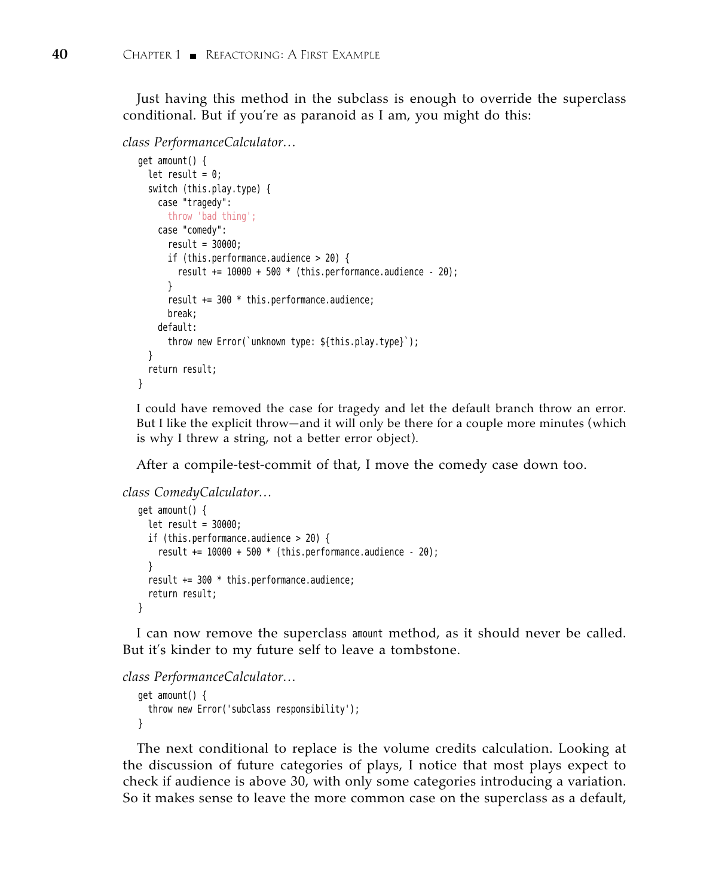Just having this method in the subclass is enough to override the superclass conditional. But if you're as paranoid as I am, you might do this:

*class PerformanceCalculator...*

```
get amount() {
  let result = 0;
  switch (this.play.type) {
    case "tragedy":
      throw 'bad thing';
    case "comedy":
      result = 30000;
      if (this.performance.audience > 20) {
        result += 10000 + 500 * (this.performance.audience - 20);
      }
      result += 300 * this.performance.audience;
      break;
    default:
      throw new Error(`unknown type: ${this.play.type}`);
  }
  return result;
}
```

I could have removed the case for tragedy and let the default branch throw an error. But I like the explicit throw—and it will only be there for a couple more minutes (which is why I threw a string, not a better error object).

After a compile-test-commit of that, I move the comedy case down too.

*class ComedyCalculator...*

```
get amount() {
  let result = 30000;
  if (this.performance.audience > 20) {
    result += 10000 + 500 * (this.performance.audience - 20);
  }
  result += 300 * this.performance.audience;
  return result;
}
```

I can now remove the superclass `amount` method, as it should never be called. But it's kinder to my future self to leave a tombstone.

*class PerformanceCalculator...*

```
get amount() {
  throw new Error('subclass responsibility');
}
```

The next conditional to replace is the volume credits calculation. Looking at the discussion of future categories of plays, I notice that most plays expect to check if audience is above 30, with only some categories introducing a variation. So it makes sense to leave the more common case on the superclass as a default,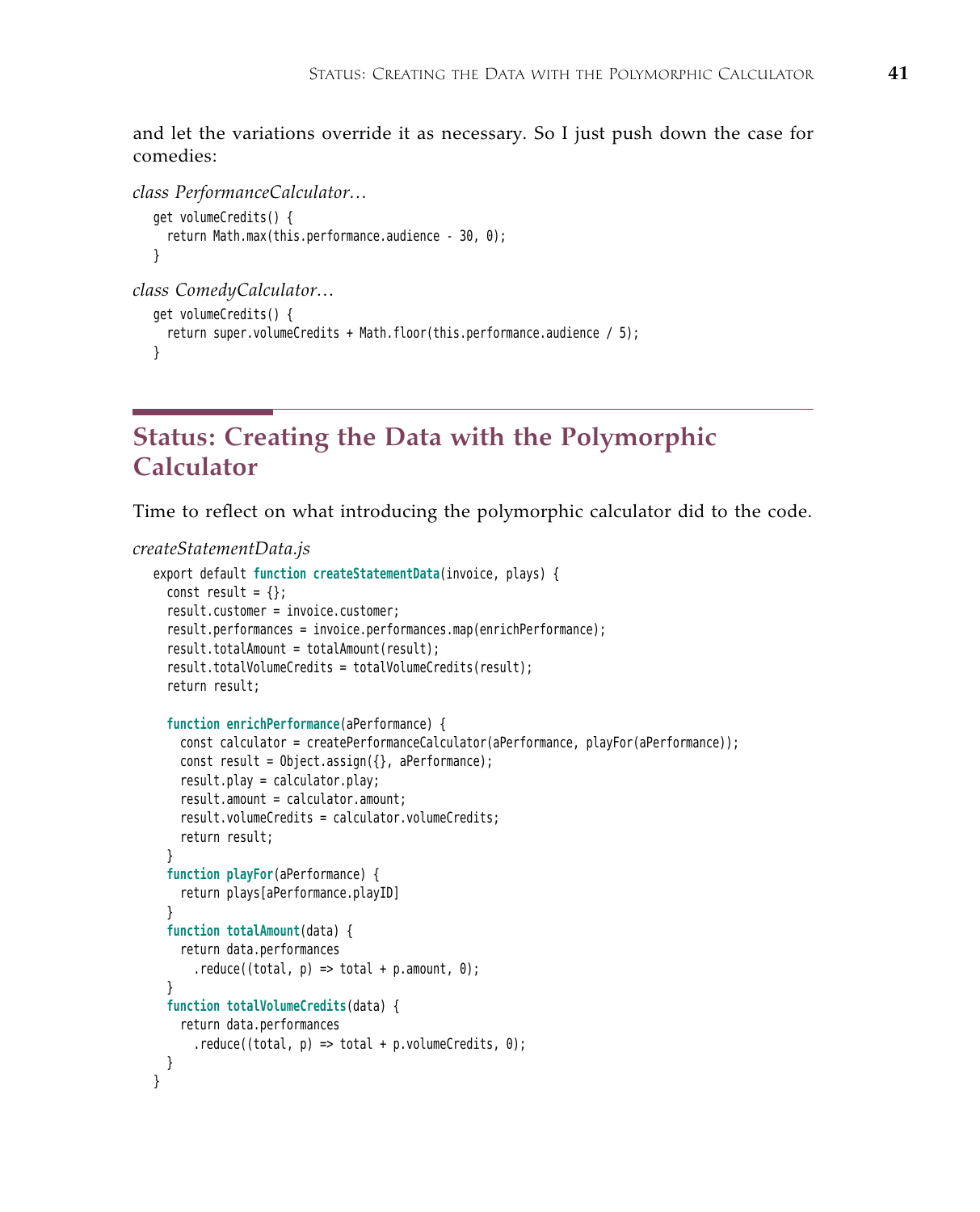and let the variations override it as necessary. So I just push down the case for comedies:

*class PerformanceCalculator…*

```
get volumeCredits() {
  return Math.max(this.performance.audience - 30, 0);
}
```

*class ComedyCalculator…*

```
get volumeCredits() {
  return super.volumeCredits + Math.floor(this.performance.audience / 5);
}
```

## Status: Creating the Data with the Polymorphic Calculator

Time to reflect on what introducing the polymorphic calculator did to the code.

*createStatementData.js*

```
export default function createStatementData(invoice, plays) {
  const result = {};
  result.customer = invoice.customer;
  result.performances = invoice.performances.map(enrichPerformance);
  result.totalAmount = totalAmount(result);
  result.totalVolumeCredits = totalVolumeCredits(result);
  return result;

  function enrichPerformance(aPerformance) {
    const calculator = createPerformanceCalculator(aPerformance, playFor(aPerformance));
    const result = Object.assign({}, aPerformance);
    result.play = calculator.play;
    result.amount = calculator.amount;
    result.volumeCredits = calculator.volumeCredits;
    return result;
  }
  function playFor(aPerformance) {
    return plays[aPerformance.playID]
  }
  function totalAmount(data) {
    return data.performances
      .reduce((total, p) => total + p.amount, 0);
  }
  function totalVolumeCredits(data) {
    return data.performances
      .reduce((total, p) => total + p.volumeCredits, 0);
  }
}
```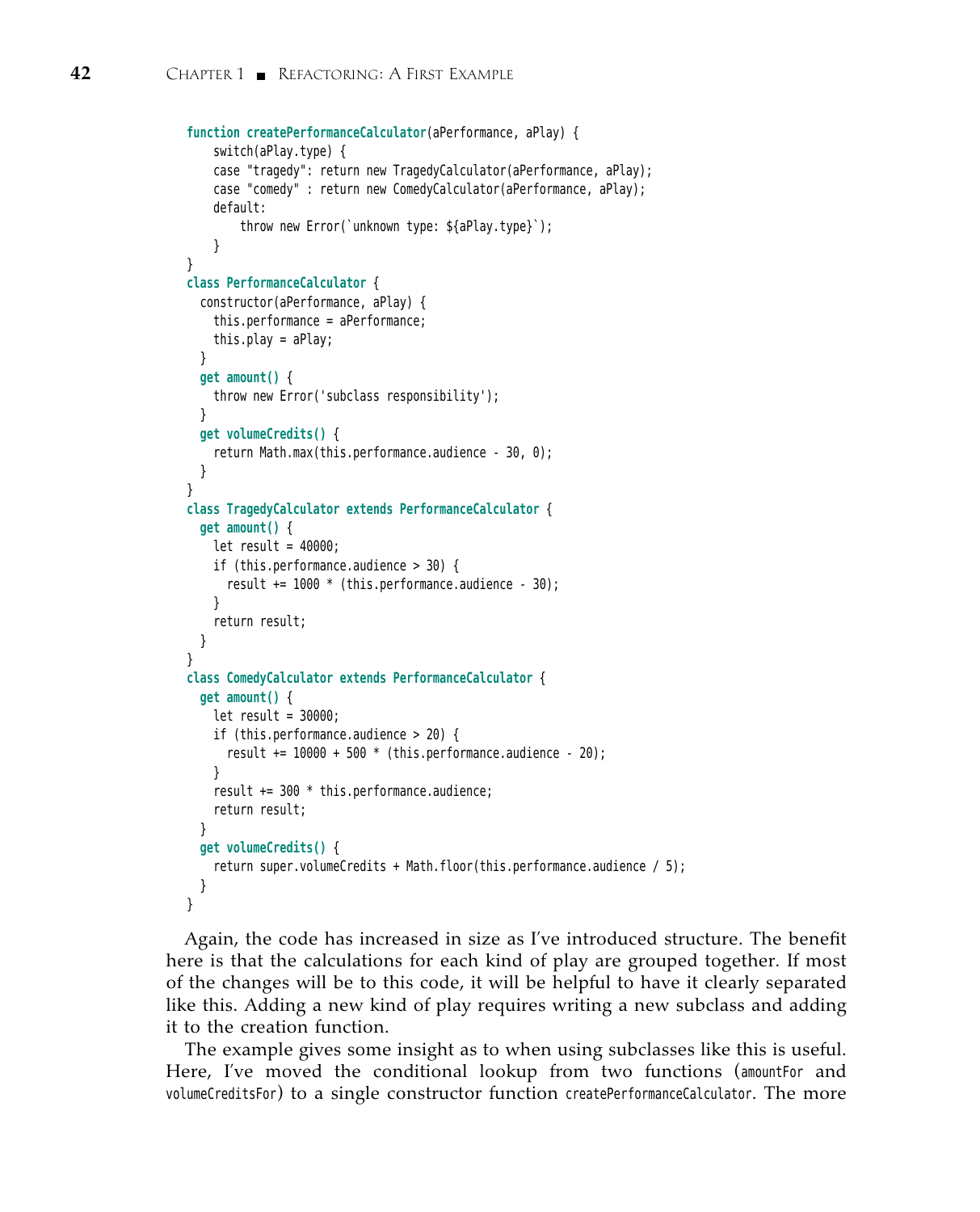```
function createPerformanceCalculator(aPerformance, aPlay) {
    switch(aPlay.type) {
    case "tragedy": return new TragedyCalculator(aPerformance, aPlay);
    case "comedy" : return new ComedyCalculator(aPerformance, aPlay);
    default:
        throw new Error(`unknown type: ${aPlay.type}`);
    }
}
class PerformanceCalculator {
  constructor(aPerformance, aPlay) {
    this.performance = aPerformance;
    this.play = aPlay;
  }
  get amount() {
    throw new Error('subclass responsibility');
  }
  get volumeCredits() {
    return Math.max(this.performance.audience - 30, 0);
  }
}
class TragedyCalculator extends PerformanceCalculator {
  get amount() {
    let result = 40000;
    if (this.performance.audience > 30) {
      result += 1000 * (this.performance.audience - 30);
    }
    return result;
  }
}
class ComedyCalculator extends PerformanceCalculator {
  get amount() {
    let result = 30000;
    if (this.performance.audience > 20) {
      result += 10000 + 500 * (this.performance.audience - 20);
    }
    result += 300 * this.performance.audience;
    return result;
  }
  get volumeCredits() {
    return super.volumeCredits + Math.floor(this.performance.audience / 5);
  }
}
```

Again, the code has increased in size as I've introduced structure. The benefit here is that the calculations for each kind of play are grouped together. If most of the changes will be to this code, it will be helpful to have it clearly separated like this. Adding a new kind of play requires writing a new subclass and adding it to the creation function.

The example gives some insight as to when using subclasses like this is useful. Here, I've moved the conditional lookup from two functions (`amountFor` and `volumeCreditsFor`) to a single constructor function `createPerformanceCalculator`. The more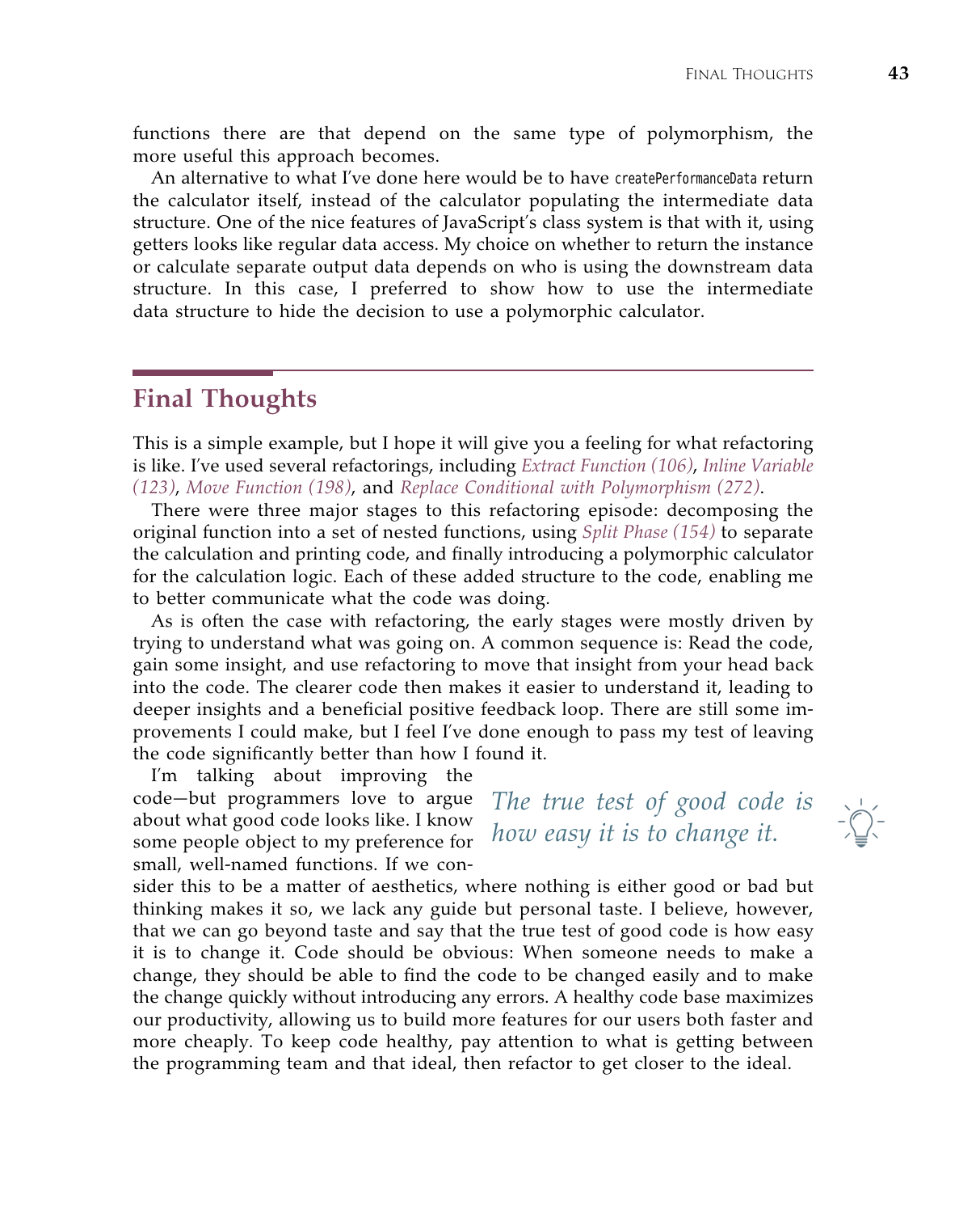functions there are that depend on the same type of polymorphism, the more useful this approach becomes.

An alternative to what I've done here would be to have `createPerformanceData` return the calculator itself, instead of the calculator populating the intermediate data structure. One of the nice features of JavaScript's class system is that with it, using getters looks like regular data access. My choice on whether to return the instance or calculate separate output data depends on who is using the downstream data structure. In this case, I preferred to show how to use the intermediate data structure to hide the decision to use a polymorphic calculator.

## Final Thoughts

This is a simple example, but I hope it will give you a feeling for what refactoring is like. I've used several refactorings, including *Extract Function (106)*, *Inline Variable (123)*, *Move Function (198)*, and *Replace Conditional with Polymorphism (272)*.

There were three major stages to this refactoring episode: decomposing the original function into a set of nested functions, using *Split Phase (154)* to separate the calculation and printing code, and finally introducing a polymorphic calculator for the calculation logic. Each of these added structure to the code, enabling me to better communicate what the code was doing.

As is often the case with refactoring, the early stages were mostly driven by trying to understand what was going on. A common sequence is: Read the code, gain some insight, and use refactoring to move that insight from your head back into the code. The clearer code then makes it easier to understand it, leading to deeper insights and a beneficial positive feedback loop. There are still some improvements I could make, but I feel I've done enough to pass my test of leaving the code significantly better than how I found it.

*The true test of good code is how easy it is to change it.*

I'm talking about improving the code—but programmers love to argue about what good code looks like. I know some people object to my preference for small, well-named functions. If we consider this to be a matter of aesthetics, where nothing is either good or bad but thinking makes it so, we lack any guide but personal taste. I believe, however, that we can go beyond taste and say that the true test of good code is how easy it is to change it. Code should be obvious: When someone needs to make a change, they should be able to find the code to be changed easily and to make the change quickly without introducing any errors. A healthy code base maximizes our productivity, allowing us to build more features for our users both faster and more cheaply. To keep code healthy, pay attention to what is getting between the programming team and that ideal, then refactor to get closer to the ideal.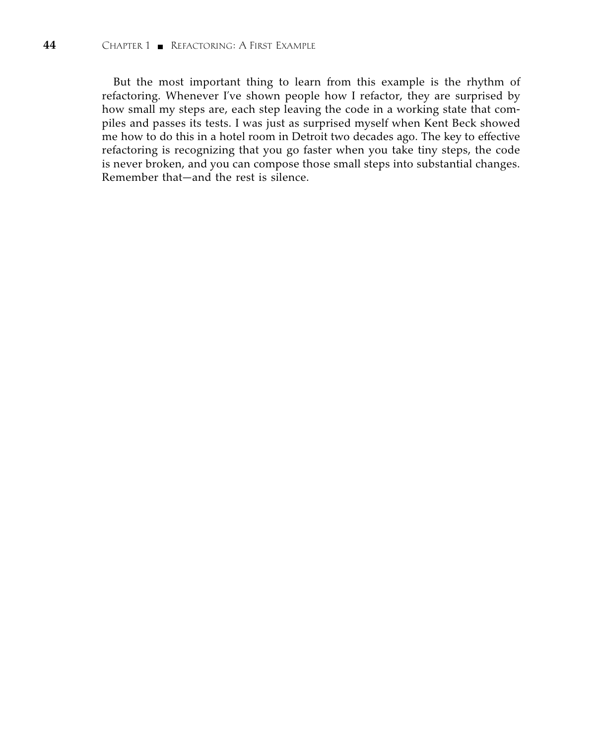But the most important thing to learn from this example is the rhythm of refactoring. Whenever I've shown people how I refactor, they are surprised by how small my steps are, each step leaving the code in a working state that compiles and passes its tests. I was just as surprised myself when Kent Beck showed me how to do this in a hotel room in Detroit two decades ago. The key to effective refactoring is recognizing that you go faster when you take tiny steps, the code is never broken, and you can compose those small steps into substantial changes. Remember that—and the rest is silence.